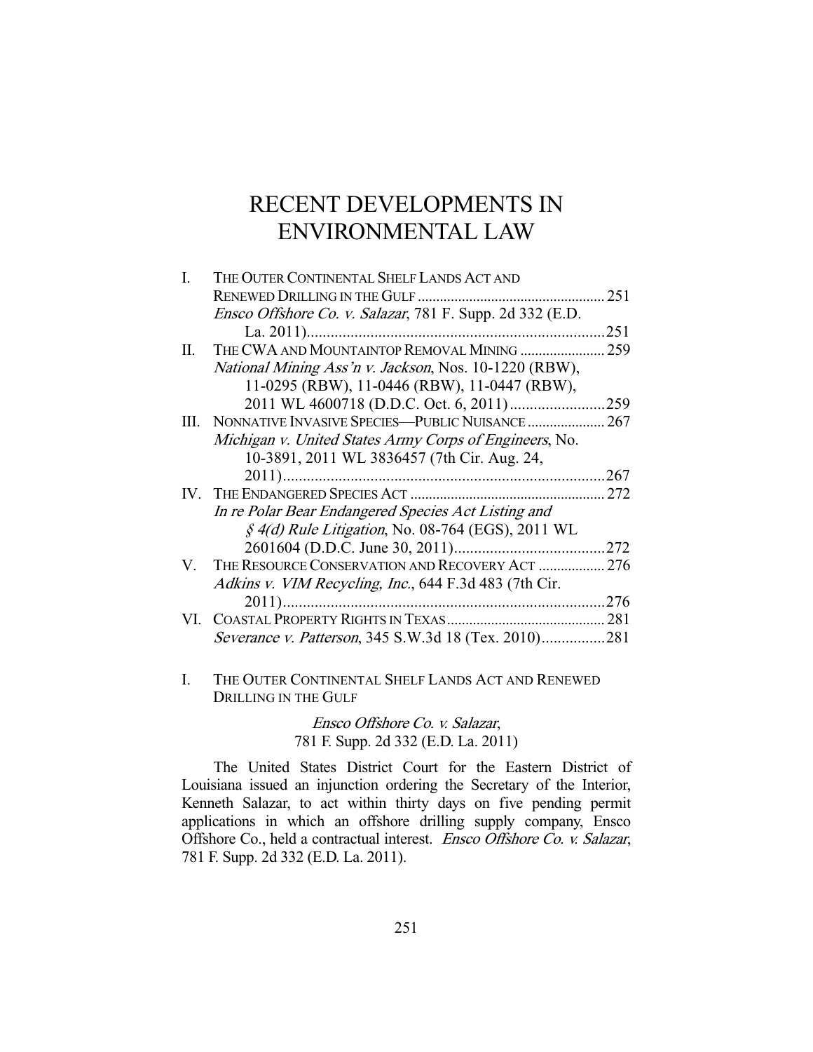# RECENT DEVELOPMENTS IN ENVIRONMENTAL LAW

| | | |
|---|---|---|
| I. | THE OUTER CONTINENTAL SHELF LANDS ACT AND RENEWED DRILLING IN THE GULF | 251 |
| | *Ensco Offshore Co. v. Salazar*, 781 F. Supp. 2d 332 (E.D. La. 2011) | 251 |
| II. | THE CWA AND MOUNTAINTOP REMOVAL MINING | 259 |
| | *National Mining Ass'n v. Jackson*, Nos. 10-1220 (RBW), 11-0295 (RBW), 11-0446 (RBW), 11-0447 (RBW), 2011 WL 4600718 (D.D.C. Oct. 6, 2011) | 259 |
| III. | NONNATIVE INVASIVE SPECIES—PUBLIC NUISANCE | 267 |
| | *Michigan v. United States Army Corps of Engineers*, No. 10-3891, 2011 WL 3836457 (7th Cir. Aug. 24, 2011) | 267 |
| IV. | THE ENDANGERED SPECIES ACT | 272 |
| | *In re Polar Bear Endangered Species Act Listing and § 4(d) Rule Litigation*, No. 08-764 (EGS), 2011 WL 2601604 (D.D.C. June 30, 2011) | 272 |
| V. | THE RESOURCE CONSERVATION AND RECOVERY ACT | 276 |
| | *Adkins v. VIM Recycling, Inc.*, 644 F.3d 483 (7th Cir. 2011) | 276 |
| VI. | COASTAL PROPERTY RIGHTS IN TEXAS | 281 |
| | *Severance v. Patterson*, 345 S.W.3d 18 (Tex. 2010) | 281 |

## I. THE OUTER CONTINENTAL SHELF LANDS ACT AND RENEWED DRILLING IN THE GULF

*Ensco Offshore Co. v. Salazar*,
781 F. Supp. 2d 332 (E.D. La. 2011)

The United States District Court for the Eastern District of Louisiana issued an injunction ordering the Secretary of the Interior, Kenneth Salazar, to act within thirty days on five pending permit applications in which an offshore drilling supply company, Ensco Offshore Co., held a contractual interest. *Ensco Offshore Co. v. Salazar*, 781 F. Supp. 2d 332 (E.D. La. 2011).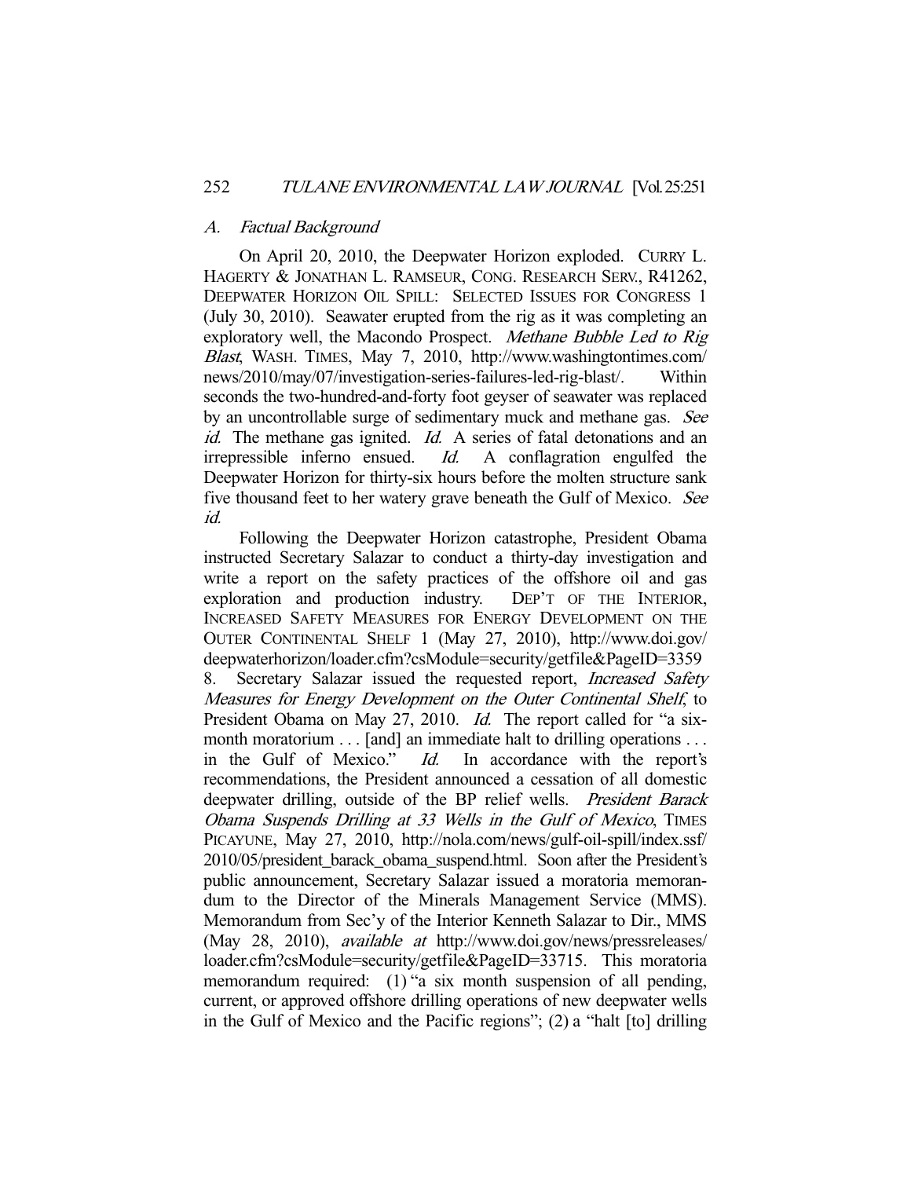### *A. Factual Background*

On April 20, 2010, the Deepwater Horizon exploded. CURRY L. HAGERTY & JONATHAN L. RAMSEUR, CONG. RESEARCH SERV., R41262, DEEPWATER HORIZON OIL SPILL: SELECTED ISSUES FOR CONGRESS 1 (July 30, 2010). Seawater erupted from the rig as it was completing an exploratory well, the Macondo Prospect. *Methane Bubble Led to Rig Blast*, WASH. TIMES, May 7, 2010, http://www.washingtontimes.com/news/2010/may/07/investigation-series-failures-led-rig-blast/. Within seconds the two-hundred-and-forty foot geyser of seawater was replaced by an uncontrollable surge of sedimentary muck and methane gas. *See id.* The methane gas ignited. *Id.* A series of fatal detonations and an irrepressible inferno ensued. *Id.* A conflagration engulfed the Deepwater Horizon for thirty-six hours before the molten structure sank five thousand feet to her watery grave beneath the Gulf of Mexico. *See id.*

Following the Deepwater Horizon catastrophe, President Obama instructed Secretary Salazar to conduct a thirty-day investigation and write a report on the safety practices of the offshore oil and gas exploration and production industry. DEP'T OF THE INTERIOR, INCREASED SAFETY MEASURES FOR ENERGY DEVELOPMENT ON THE OUTER CONTINENTAL SHELF 1 (May 27, 2010), http://www.doi.gov/deepwaterhorizon/loader.cfm?csModule=security/getfile&PageID=33598. Secretary Salazar issued the requested report, *Increased Safety Measures for Energy Development on the Outer Continental Shelf*, to President Obama on May 27, 2010. *Id.* The report called for "a six-month moratorium . . . [and] an immediate halt to drilling operations . . . in the Gulf of Mexico." *Id.* In accordance with the report's recommendations, the President announced a cessation of all domestic deepwater drilling, outside of the BP relief wells. *President Barack Obama Suspends Drilling at 33 Wells in the Gulf of Mexico*, TIMES PICAYUNE, May 27, 2010, http://nola.com/news/gulf-oil-spill/index.ssf/2010/05/president_barack_obama_suspend.html. Soon after the President's public announcement, Secretary Salazar issued a moratoria memorandum to the Director of the Minerals Management Service (MMS). Memorandum from Sec'y of the Interior Kenneth Salazar to Dir., MMS (May 28, 2010), *available at* http://www.doi.gov/news/pressreleases/loader.cfm?csModule=security/getfile&PageID=33715. This moratoria memorandum required: (1) "a six month suspension of all pending, current, or approved offshore drilling operations of new deepwater wells in the Gulf of Mexico and the Pacific regions"; (2) a "halt [to] drilling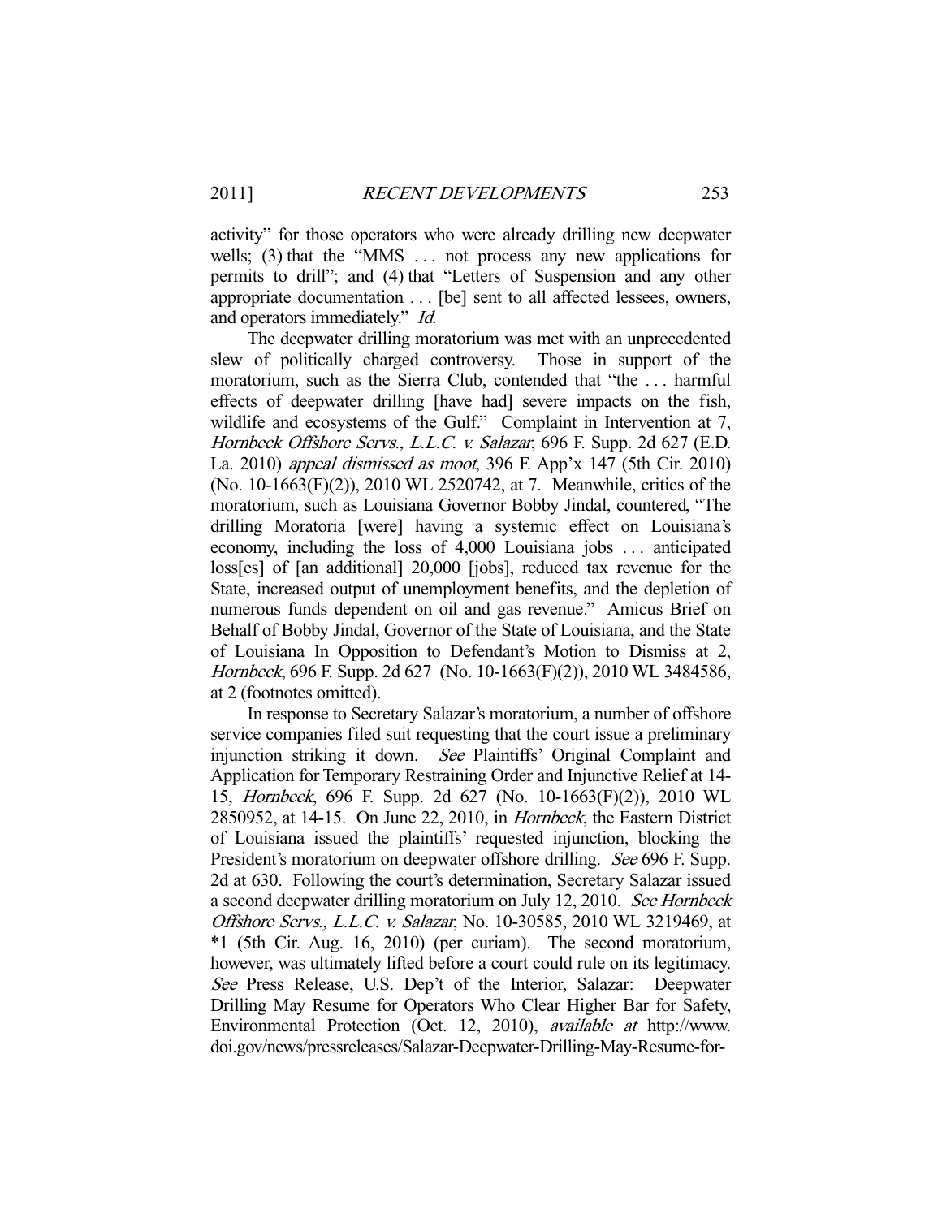activity" for those operators who were already drilling new deepwater wells; (3) that the "MMS . . . not process any new applications for permits to drill"; and (4) that "Letters of Suspension and any other appropriate documentation . . . [be] sent to all affected lessees, owners, and operators immediately." *Id.*

The deepwater drilling moratorium was met with an unprecedented slew of politically charged controversy. Those in support of the moratorium, such as the Sierra Club, contended that "the . . . harmful effects of deepwater drilling [have had] severe impacts on the fish, wildlife and ecosystems of the Gulf." Complaint in Intervention at 7, *Hornbeck Offshore Servs., L.L.C. v. Salazar*, 696 F. Supp. 2d 627 (E.D. La. 2010) *appeal dismissed as moot*, 396 F. App'x 147 (5th Cir. 2010) (No. 10-1663(F)(2)), 2010 WL 2520742, at 7. Meanwhile, critics of the moratorium, such as Louisiana Governor Bobby Jindal, countered, "The drilling Moratoria [were] having a systemic effect on Louisiana's economy, including the loss of 4,000 Louisiana jobs . . . anticipated loss[es] of [an additional] 20,000 [jobs], reduced tax revenue for the State, increased output of unemployment benefits, and the depletion of numerous funds dependent on oil and gas revenue." Amicus Brief on Behalf of Bobby Jindal, Governor of the State of Louisiana, and the State of Louisiana In Opposition to Defendant's Motion to Dismiss at 2, *Hornbeck*, 696 F. Supp. 2d 627 (No. 10-1663(F)(2)), 2010 WL 3484586, at 2 (footnotes omitted).

In response to Secretary Salazar's moratorium, a number of offshore service companies filed suit requesting that the court issue a preliminary injunction striking it down. *See* Plaintiffs' Original Complaint and Application for Temporary Restraining Order and Injunctive Relief at 14-15, *Hornbeck*, 696 F. Supp. 2d 627 (No. 10-1663(F)(2)), 2010 WL 2850952, at 14-15. On June 22, 2010, in *Hornbeck*, the Eastern District of Louisiana issued the plaintiffs' requested injunction, blocking the President's moratorium on deepwater offshore drilling. *See* 696 F. Supp. 2d at 630. Following the court's determination, Secretary Salazar issued a second deepwater drilling moratorium on July 12, 2010. *See Hornbeck Offshore Servs., L.L.C. v. Salazar*, No. 10-30585, 2010 WL 3219469, at *1 (5th Cir. Aug. 16, 2010) (per curiam). The second moratorium, however, was ultimately lifted before a court could rule on its legitimacy. *See* Press Release, U.S. Dep't of the Interior, Salazar: Deepwater Drilling May Resume for Operators Who Clear Higher Bar for Safety, Environmental Protection (Oct. 12, 2010), *available at* http://www.doi.gov/news/pressreleases/Salazar-Deepwater-Drilling-May-Resume-for-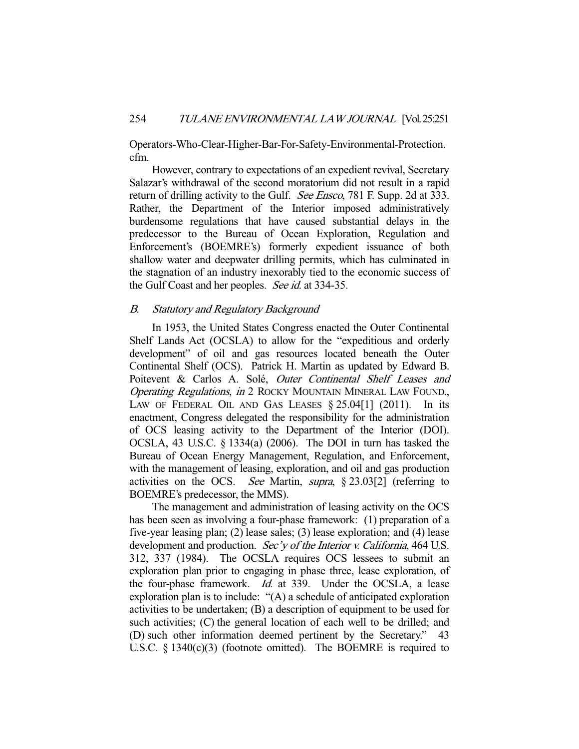Operators-Who-Clear-Higher-Bar-For-Safety-Environmental-Protection.cfm.

However, contrary to expectations of an expedient revival, Secretary Salazar's withdrawal of the second moratorium did not result in a rapid return of drilling activity to the Gulf. *See Ensco*, 781 F. Supp. 2d at 333. Rather, the Department of the Interior imposed administratively burdensome regulations that have caused substantial delays in the predecessor to the Bureau of Ocean Exploration, Regulation and Enforcement's (BOEMRE's) formerly expedient issuance of both shallow water and deepwater drilling permits, which has culminated in the stagnation of an industry inexorably tied to the economic success of the Gulf Coast and her peoples. *See id.* at 334-35.

### *B. Statutory and Regulatory Background*

In 1953, the United States Congress enacted the Outer Continental Shelf Lands Act (OCSLA) to allow for the "expeditious and orderly development" of oil and gas resources located beneath the Outer Continental Shelf (OCS). Patrick H. Martin as updated by Edward B. Poitevent & Carlos A. Solé, *Outer Continental Shelf Leases and Operating Regulations*, *in* 2 ROCKY MOUNTAIN MINERAL LAW FOUND., LAW OF FEDERAL OIL AND GAS LEASES § 25.04[1] (2011). In its enactment, Congress delegated the responsibility for the administration of OCS leasing activity to the Department of the Interior (DOI). OCSLA, 43 U.S.C. § 1334(a) (2006). The DOI in turn has tasked the Bureau of Ocean Energy Management, Regulation, and Enforcement, with the management of leasing, exploration, and oil and gas production activities on the OCS. *See* Martin, *supra*, § 23.03[2] (referring to BOEMRE's predecessor, the MMS).

The management and administration of leasing activity on the OCS has been seen as involving a four-phase framework: (1) preparation of a five-year leasing plan; (2) lease sales; (3) lease exploration; and (4) lease development and production. *Sec'y of the Interior v. California*, 464 U.S. 312, 337 (1984). The OCSLA requires OCS lessees to submit an exploration plan prior to engaging in phase three, lease exploration, of the four-phase framework. *Id.* at 339. Under the OCSLA, a lease exploration plan is to include: "(A) a schedule of anticipated exploration activities to be undertaken; (B) a description of equipment to be used for such activities; (C) the general location of each well to be drilled; and (D) such other information deemed pertinent by the Secretary." 43 U.S.C. § 1340(c)(3) (footnote omitted). The BOEMRE is required to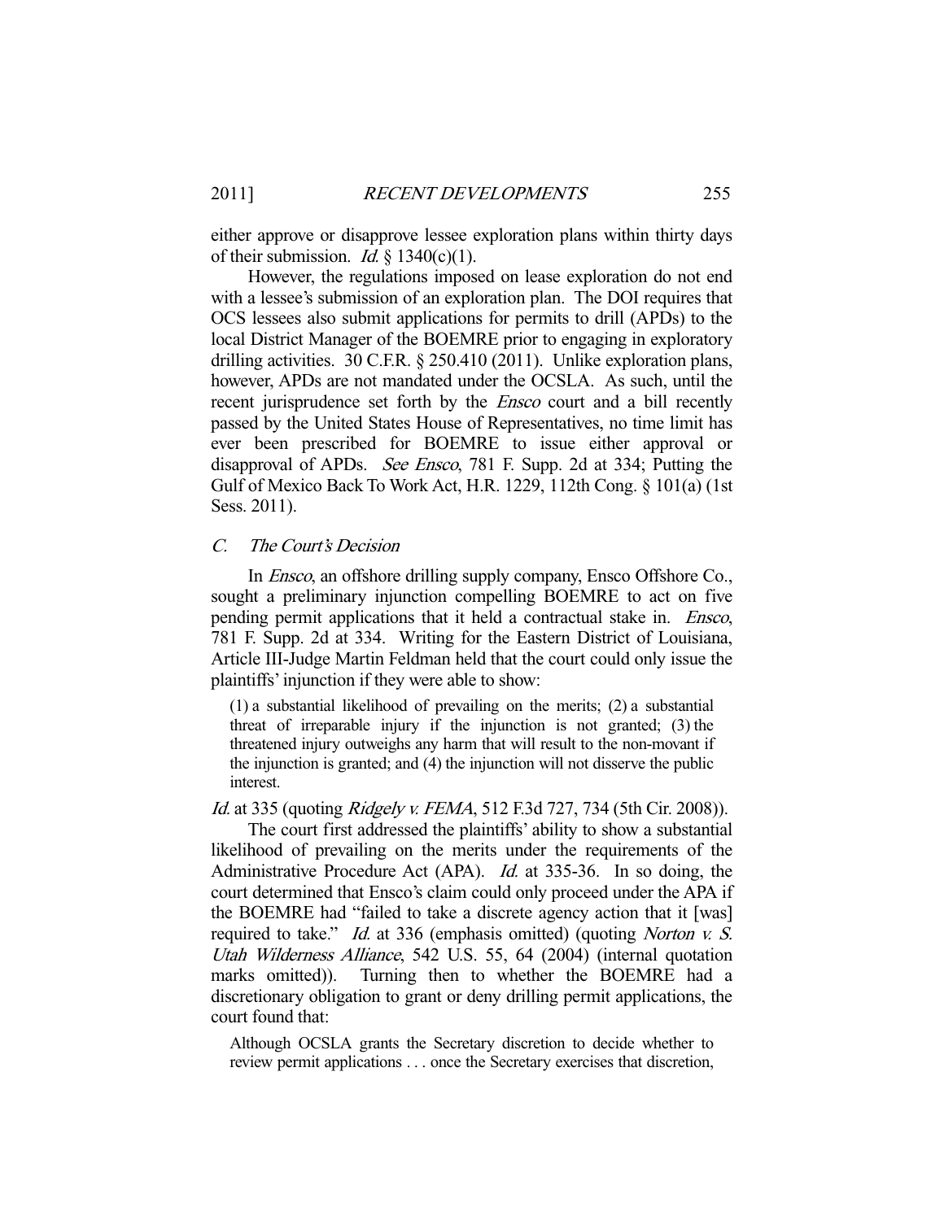either approve or disapprove lessee exploration plans within thirty days of their submission. *Id.* § 1340(c)(1).

However, the regulations imposed on lease exploration do not end with a lessee's submission of an exploration plan. The DOI requires that OCS lessees also submit applications for permits to drill (APDs) to the local District Manager of the BOEMRE prior to engaging in exploratory drilling activities. 30 C.F.R. § 250.410 (2011). Unlike exploration plans, however, APDs are not mandated under the OCSLA. As such, until the recent jurisprudence set forth by the *Ensco* court and a bill recently passed by the United States House of Representatives, no time limit has ever been prescribed for BOEMRE to issue either approval or disapproval of APDs. *See Ensco*, 781 F. Supp. 2d at 334; Putting the Gulf of Mexico Back To Work Act, H.R. 1229, 112th Cong. § 101(a) (1st Sess. 2011).

### C. *The Court's Decision*

In *Ensco*, an offshore drilling supply company, Ensco Offshore Co., sought a preliminary injunction compelling BOEMRE to act on five pending permit applications that it held a contractual stake in. *Ensco*, 781 F. Supp. 2d at 334. Writing for the Eastern District of Louisiana, Article III-Judge Martin Feldman held that the court could only issue the plaintiffs' injunction if they were able to show:

> (1) a substantial likelihood of prevailing on the merits; (2) a substantial threat of irreparable injury if the injunction is not granted; (3) the threatened injury outweighs any harm that will result to the non-movant if the injunction is granted; and (4) the injunction will not disserve the public interest.

*Id.* at 335 (quoting *Ridgely v. FEMA*, 512 F.3d 727, 734 (5th Cir. 2008)).

The court first addressed the plaintiffs' ability to show a substantial likelihood of prevailing on the merits under the requirements of the Administrative Procedure Act (APA). *Id.* at 335-36. In so doing, the court determined that Ensco's claim could only proceed under the APA if the BOEMRE had "failed to take a discrete agency action that it [was] required to take." *Id.* at 336 (emphasis omitted) (quoting *Norton v. S. Utah Wilderness Alliance*, 542 U.S. 55, 64 (2004) (internal quotation marks omitted)). Turning then to whether the BOEMRE had a discretionary obligation to grant or deny drilling permit applications, the court found that:

> Although OCSLA grants the Secretary discretion to decide whether to review permit applications . . . once the Secretary exercises that discretion,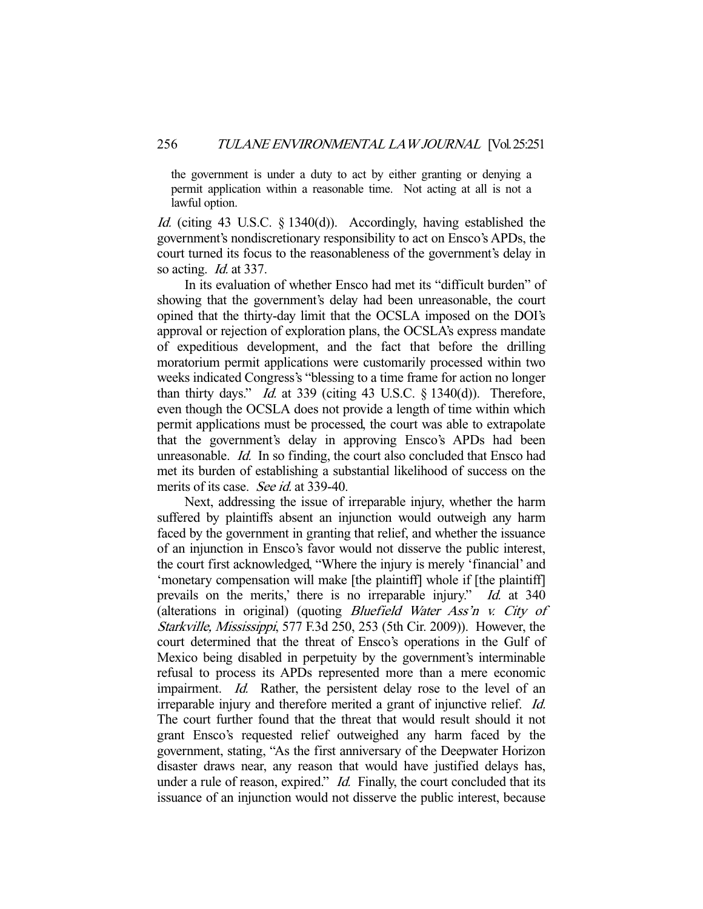the government is under a duty to act by either granting or denying a permit application within a reasonable time. Not acting at all is not a lawful option.

*Id.* (citing 43 U.S.C. § 1340(d)). Accordingly, having established the government's nondiscretionary responsibility to act on Ensco's APDs, the court turned its focus to the reasonableness of the government's delay in so acting. *Id.* at 337.

In its evaluation of whether Ensco had met its "difficult burden" of showing that the government's delay had been unreasonable, the court opined that the thirty-day limit that the OCSLA imposed on the DOI's approval or rejection of exploration plans, the OCSLA's express mandate of expeditious development, and the fact that before the drilling moratorium permit applications were customarily processed within two weeks indicated Congress's "blessing to a time frame for action no longer than thirty days." *Id.* at 339 (citing 43 U.S.C. § 1340(d)). Therefore, even though the OCSLA does not provide a length of time within which permit applications must be processed, the court was able to extrapolate that the government's delay in approving Ensco's APDs had been unreasonable. *Id.* In so finding, the court also concluded that Ensco had met its burden of establishing a substantial likelihood of success on the merits of its case. *See id.* at 339-40.

Next, addressing the issue of irreparable injury, whether the harm suffered by plaintiffs absent an injunction would outweigh any harm faced by the government in granting that relief, and whether the issuance of an injunction in Ensco's favor would not disserve the public interest, the court first acknowledged, "Where the injury is merely 'financial' and 'monetary compensation will make [the plaintiff] whole if [the plaintiff] prevails on the merits,' there is no irreparable injury." *Id.* at 340 (alterations in original) (quoting *Bluefield Water Ass'n v. City of Starkville, Mississippi*, 577 F.3d 250, 253 (5th Cir. 2009)). However, the court determined that the threat of Ensco's operations in the Gulf of Mexico being disabled in perpetuity by the government's interminable refusal to process its APDs represented more than a mere economic impairment. *Id.* Rather, the persistent delay rose to the level of an irreparable injury and therefore merited a grant of injunctive relief. *Id.* The court further found that the threat that would result should it not grant Ensco's requested relief outweighed any harm faced by the government, stating, "As the first anniversary of the Deepwater Horizon disaster draws near, any reason that would have justified delays has, under a rule of reason, expired." *Id.* Finally, the court concluded that its issuance of an injunction would not disserve the public interest, because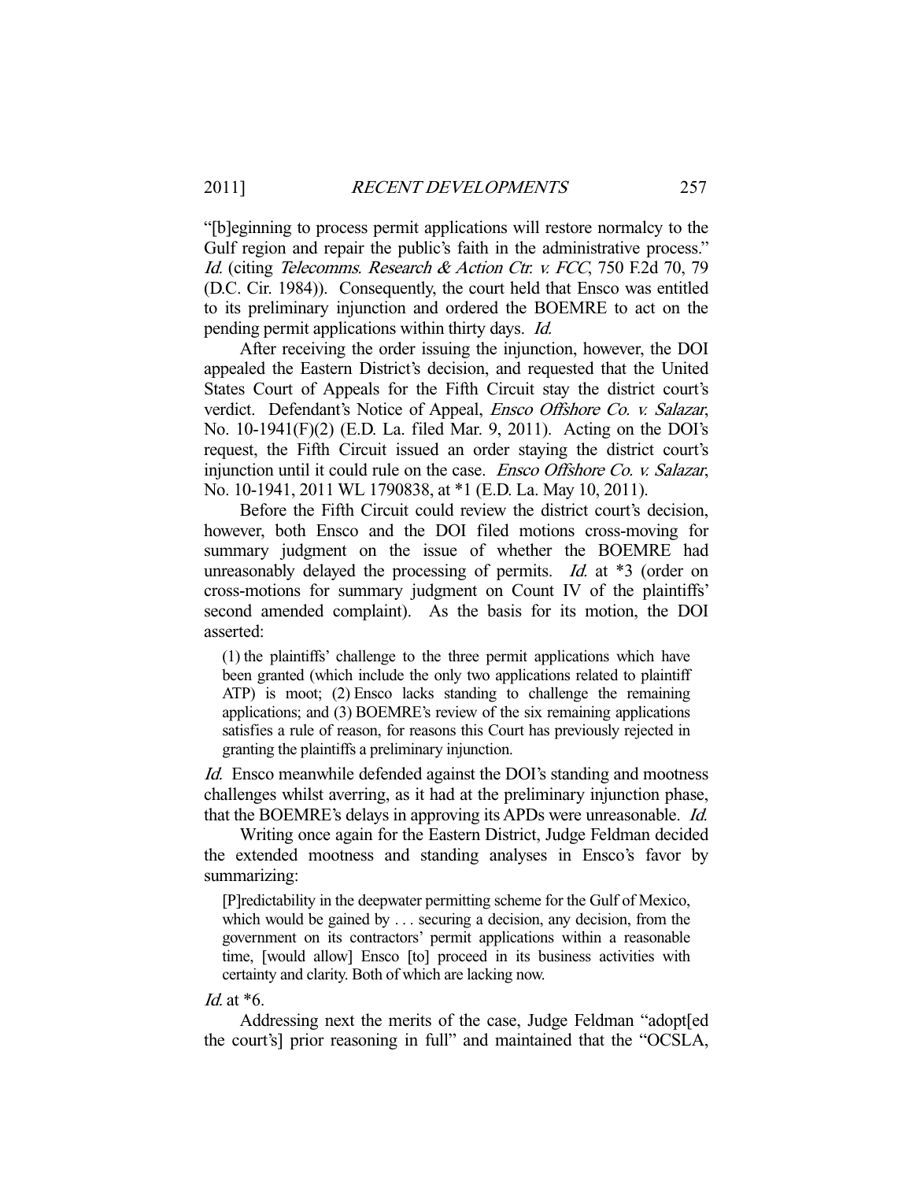"[b]eginning to process permit applications will restore normalcy to the Gulf region and repair the public's faith in the administrative process." *Id.* (citing *Telecomms. Research & Action Ctr. v. FCC*, 750 F.2d 70, 79 (D.C. Cir. 1984)). Consequently, the court held that Ensco was entitled to its preliminary injunction and ordered the BOEMRE to act on the pending permit applications within thirty days. *Id.*

After receiving the order issuing the injunction, however, the DOI appealed the Eastern District's decision, and requested that the United States Court of Appeals for the Fifth Circuit stay the district court's verdict. Defendant's Notice of Appeal, *Ensco Offshore Co. v. Salazar*, No. 10-1941(F)(2) (E.D. La. filed Mar. 9, 2011). Acting on the DOI's request, the Fifth Circuit issued an order staying the district court's injunction until it could rule on the case. *Ensco Offshore Co. v. Salazar*, No. 10-1941, 2011 WL 1790838, at *1 (E.D. La. May 10, 2011).

Before the Fifth Circuit could review the district court's decision, however, both Ensco and the DOI filed motions cross-moving for summary judgment on the issue of whether the BOEMRE had unreasonably delayed the processing of permits. *Id.* at *3 (order on cross-motions for summary judgment on Count IV of the plaintiffs' second amended complaint). As the basis for its motion, the DOI asserted:

> (1) the plaintiffs' challenge to the three permit applications which have been granted (which include the only two applications related to plaintiff ATP) is moot; (2) Ensco lacks standing to challenge the remaining applications; and (3) BOEMRE's review of the six remaining applications satisfies a rule of reason, for reasons this Court has previously rejected in granting the plaintiffs a preliminary injunction.

*Id.* Ensco meanwhile defended against the DOI's standing and mootness challenges whilst averring, as it had at the preliminary injunction phase, that the BOEMRE's delays in approving its APDs were unreasonable. *Id.*

Writing once again for the Eastern District, Judge Feldman decided the extended mootness and standing analyses in Ensco's favor by summarizing:

> [P]redictability in the deepwater permitting scheme for the Gulf of Mexico, which would be gained by . . . securing a decision, any decision, from the government on its contractors' permit applications within a reasonable time, [would allow] Ensco [to] proceed in its business activities with certainty and clarity. Both of which are lacking now.

*Id.* at *6.

Addressing next the merits of the case, Judge Feldman "adopt[ed the court's] prior reasoning in full" and maintained that the "OCSLA,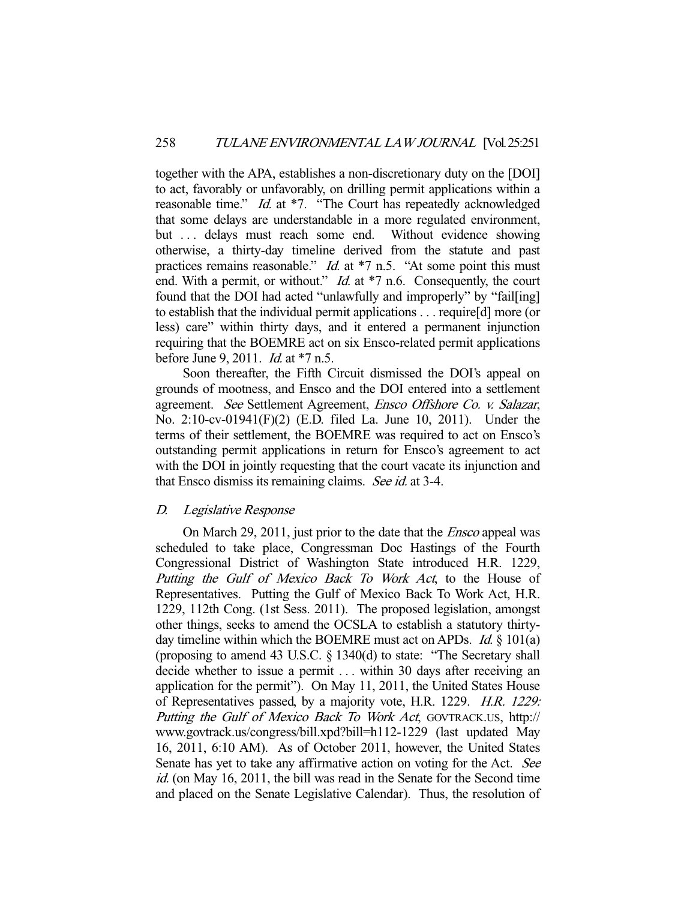together with the APA, establishes a non-discretionary duty on the [DOI] to act, favorably or unfavorably, on drilling permit applications within a reasonable time." *Id.* at *7. "The Court has repeatedly acknowledged that some delays are understandable in a more regulated environment, but . . . delays must reach some end. Without evidence showing otherwise, a thirty-day timeline derived from the statute and past practices remains reasonable." *Id.* at *7 n.5. "At some point this must end. With a permit, or without." *Id.* at *7 n.6. Consequently, the court found that the DOI had acted "unlawfully and improperly" by "fail[ing] to establish that the individual permit applications . . . require[d] more (or less) care" within thirty days, and it entered a permanent injunction requiring that the BOEMRE act on six Ensco-related permit applications before June 9, 2011. *Id.* at *7 n.5.

Soon thereafter, the Fifth Circuit dismissed the DOI's appeal on grounds of mootness, and Ensco and the DOI entered into a settlement agreement. *See* Settlement Agreement, *Ensco Offshore Co. v. Salazar*, No. 2:10-cv-01941(F)(2) (E.D. filed La. June 10, 2011). Under the terms of their settlement, the BOEMRE was required to act on Ensco's outstanding permit applications in return for Ensco's agreement to act with the DOI in jointly requesting that the court vacate its injunction and that Ensco dismiss its remaining claims. *See id.* at 3-4.

### D. Legislative Response

On March 29, 2011, just prior to the date that the *Ensco* appeal was scheduled to take place, Congressman Doc Hastings of the Fourth Congressional District of Washington State introduced H.R. 1229, *Putting the Gulf of Mexico Back To Work Act*, to the House of Representatives. Putting the Gulf of Mexico Back To Work Act, H.R. 1229, 112th Cong. (1st Sess. 2011). The proposed legislation, amongst other things, seeks to amend the OCSLA to establish a statutory thirty-day timeline within which the BOEMRE must act on APDs. *Id.* § 101(a) (proposing to amend 43 U.S.C. § 1340(d) to state: "The Secretary shall decide whether to issue a permit . . . within 30 days after receiving an application for the permit"). On May 11, 2011, the United States House of Representatives passed, by a majority vote, H.R. 1229. *H.R. 1229: Putting the Gulf of Mexico Back To Work Act*, GOVTRACK.US, http://www.govtrack.us/congress/bill.xpd?bill=h112-1229 (last updated May 16, 2011, 6:10 AM). As of October 2011, however, the United States Senate has yet to take any affirmative action on voting for the Act. *See id.* (on May 16, 2011, the bill was read in the Senate for the Second time and placed on the Senate Legislative Calendar). Thus, the resolution of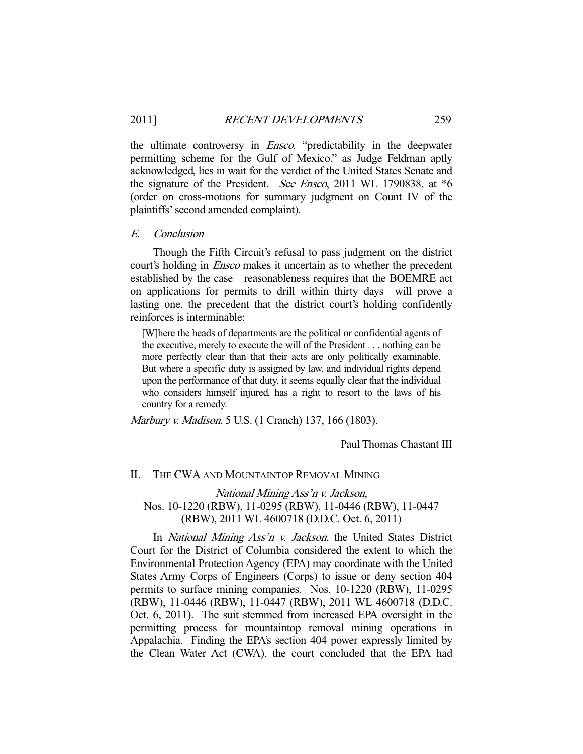the ultimate controversy in *Ensco*, "predictability in the deepwater permitting scheme for the Gulf of Mexico," as Judge Feldman aptly acknowledged, lies in wait for the verdict of the United States Senate and the signature of the President. *See Ensco*, 2011 WL 1790838, at *6 (order on cross-motions for summary judgment on Count IV of the plaintiffs' second amended complaint).

### *E. Conclusion*

Though the Fifth Circuit's refusal to pass judgment on the district court's holding in *Ensco* makes it uncertain as to whether the precedent established by the case—reasonableness requires that the BOEMRE act on applications for permits to drill within thirty days—will prove a lasting one, the precedent that the district court's holding confidently reinforces is interminable:

> [W]here the heads of departments are the political or confidential agents of the executive, merely to execute the will of the President . . . nothing can be more perfectly clear than that their acts are only politically examinable. But where a specific duty is assigned by law, and individual rights depend upon the performance of that duty, it seems equally clear that the individual who considers himself injured, has a right to resort to the laws of his country for a remedy.

*Marbury v. Madison*, 5 U.S. (1 Cranch) 137, 166 (1803).

Paul Thomas Chastant III

## II. THE CWA AND MOUNTAINTOP REMOVAL MINING

*National Mining Ass'n v. Jackson*,
Nos. 10-1220 (RBW), 11-0295 (RBW), 11-0446 (RBW), 11-0447 (RBW), 2011 WL 4600718 (D.D.C. Oct. 6, 2011)

In *National Mining Ass'n v. Jackson*, the United States District Court for the District of Columbia considered the extent to which the Environmental Protection Agency (EPA) may coordinate with the United States Army Corps of Engineers (Corps) to issue or deny section 404 permits to surface mining companies. Nos. 10-1220 (RBW), 11-0295 (RBW), 11-0446 (RBW), 11-0447 (RBW), 2011 WL 4600718 (D.D.C. Oct. 6, 2011). The suit stemmed from increased EPA oversight in the permitting process for mountaintop removal mining operations in Appalachia. Finding the EPA's section 404 power expressly limited by the Clean Water Act (CWA), the court concluded that the EPA had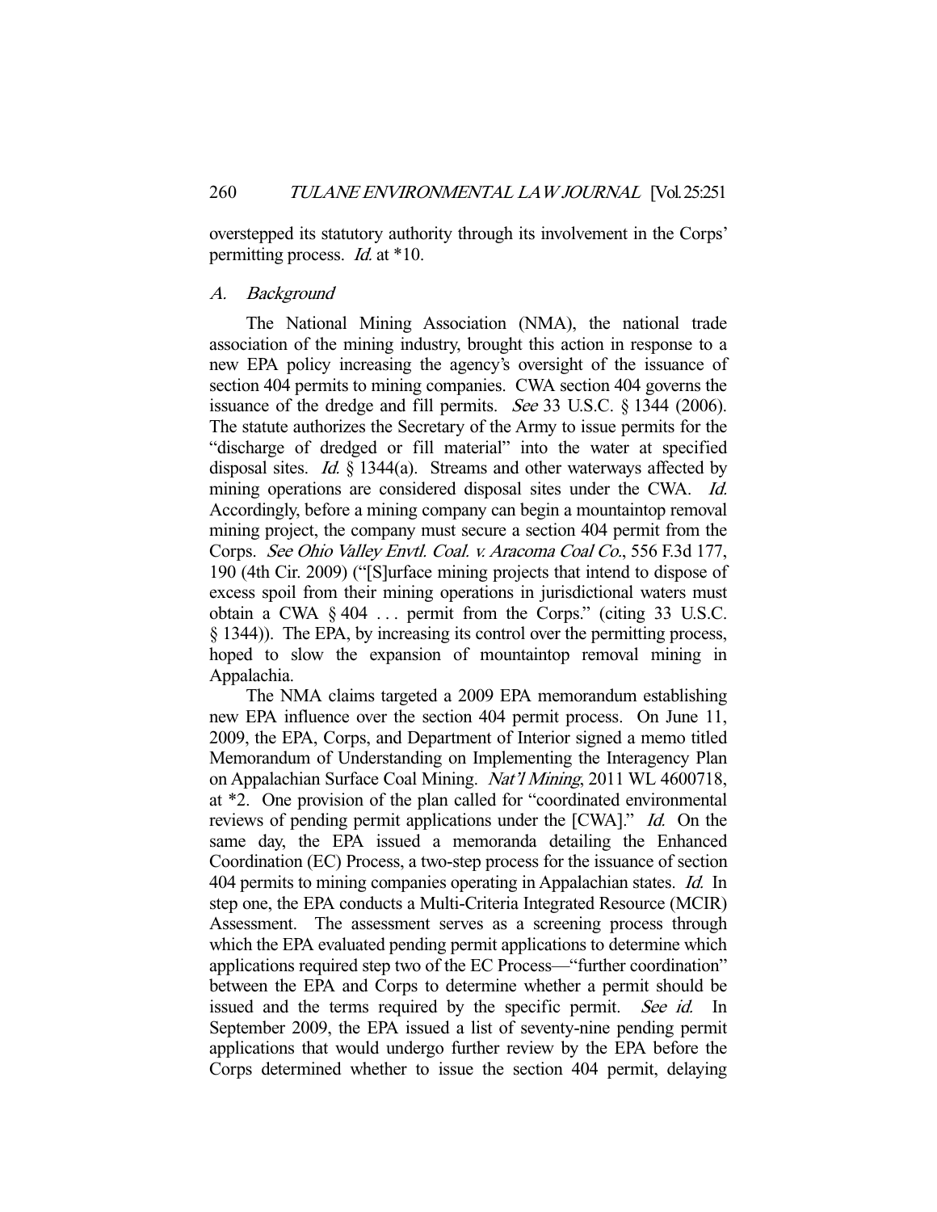overstepped its statutory authority through its involvement in the Corps' permitting process. *Id.* at *10.

### *A. Background*

The National Mining Association (NMA), the national trade association of the mining industry, brought this action in response to a new EPA policy increasing the agency's oversight of the issuance of section 404 permits to mining companies. CWA section 404 governs the issuance of the dredge and fill permits. *See* 33 U.S.C. § 1344 (2006). The statute authorizes the Secretary of the Army to issue permits for the "discharge of dredged or fill material" into the water at specified disposal sites. *Id.* § 1344(a). Streams and other waterways affected by mining operations are considered disposal sites under the CWA. *Id.* Accordingly, before a mining company can begin a mountaintop removal mining project, the company must secure a section 404 permit from the Corps. *See Ohio Valley Envtl. Coal. v. Aracoma Coal Co.*, 556 F.3d 177, 190 (4th Cir. 2009) ("[S]urface mining projects that intend to dispose of excess spoil from their mining operations in jurisdictional waters must obtain a CWA § 404 . . . permit from the Corps." (citing 33 U.S.C. § 1344)). The EPA, by increasing its control over the permitting process, hoped to slow the expansion of mountaintop removal mining in Appalachia.

The NMA claims targeted a 2009 EPA memorandum establishing new EPA influence over the section 404 permit process. On June 11, 2009, the EPA, Corps, and Department of Interior signed a memo titled Memorandum of Understanding on Implementing the Interagency Plan on Appalachian Surface Coal Mining. *Nat'l Mining*, 2011 WL 4600718, at *2. One provision of the plan called for "coordinated environmental reviews of pending permit applications under the [CWA]." *Id.* On the same day, the EPA issued a memoranda detailing the Enhanced Coordination (EC) Process, a two-step process for the issuance of section 404 permits to mining companies operating in Appalachian states. *Id.* In step one, the EPA conducts a Multi-Criteria Integrated Resource (MCIR) Assessment. The assessment serves as a screening process through which the EPA evaluated pending permit applications to determine which applications required step two of the EC Process—"further coordination" between the EPA and Corps to determine whether a permit should be issued and the terms required by the specific permit. *See id.* In September 2009, the EPA issued a list of seventy-nine pending permit applications that would undergo further review by the EPA before the Corps determined whether to issue the section 404 permit, delaying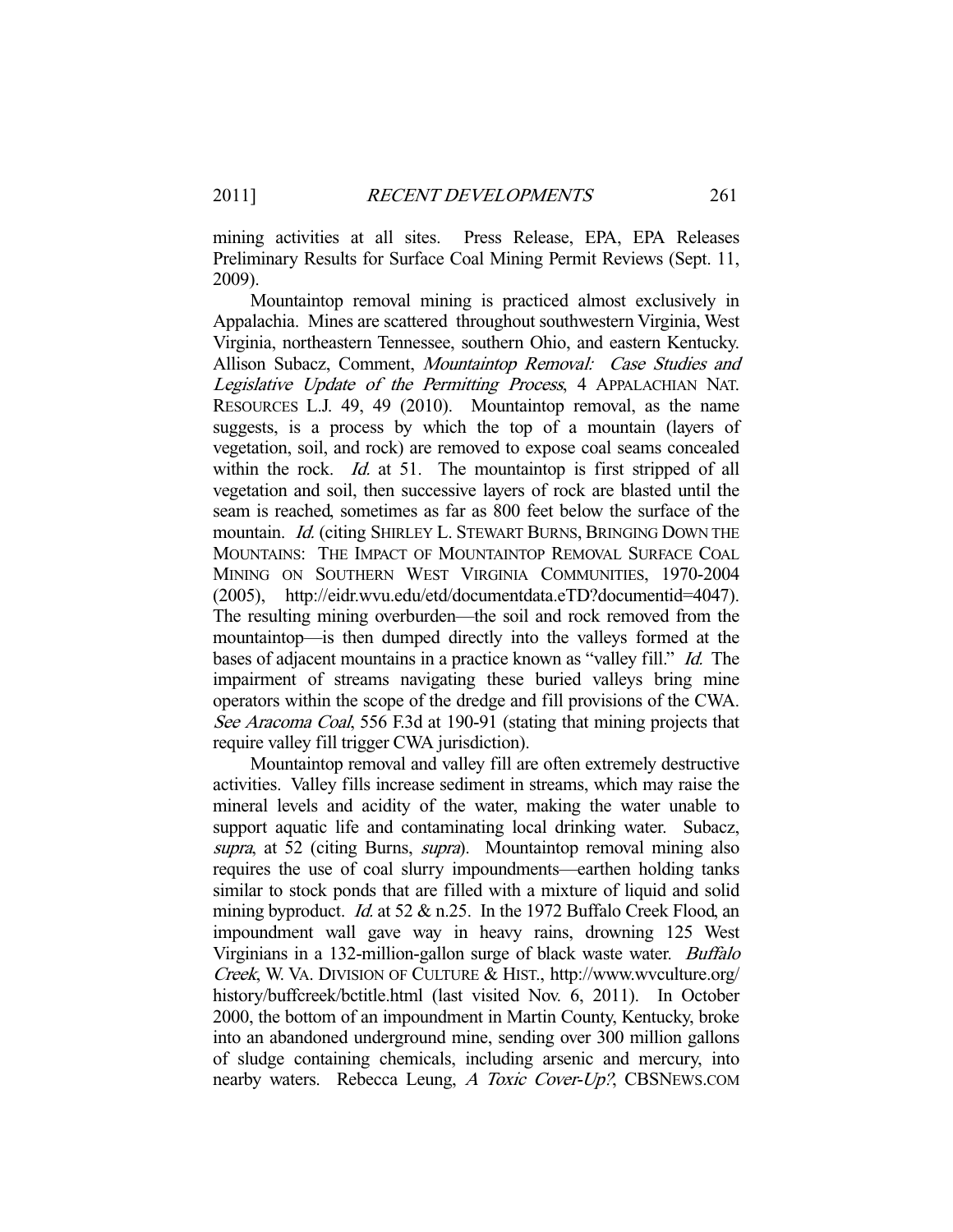mining activities at all sites. Press Release, EPA, EPA Releases Preliminary Results for Surface Coal Mining Permit Reviews (Sept. 11, 2009).

Mountaintop removal mining is practiced almost exclusively in Appalachia. Mines are scattered throughout southwestern Virginia, West Virginia, northeastern Tennessee, southern Ohio, and eastern Kentucky. Allison Subacz, Comment, *Mountaintop Removal: Case Studies and Legislative Update of the Permitting Process*, 4 APPALACHIAN NAT. RESOURCES L.J. 49, 49 (2010). Mountaintop removal, as the name suggests, is a process by which the top of a mountain (layers of vegetation, soil, and rock) are removed to expose coal seams concealed within the rock. *Id.* at 51. The mountaintop is first stripped of all vegetation and soil, then successive layers of rock are blasted until the seam is reached, sometimes as far as 800 feet below the surface of the mountain. *Id.* (citing SHIRLEY L. STEWART BURNS, BRINGING DOWN THE MOUNTAINS: THE IMPACT OF MOUNTAINTOP REMOVAL SURFACE COAL MINING ON SOUTHERN WEST VIRGINIA COMMUNITIES, 1970-2004 (2005), http://eidr.wvu.edu/etd/documentdata.eTD?documentid=4047). The resulting mining overburden—the soil and rock removed from the mountaintop—is then dumped directly into the valleys formed at the bases of adjacent mountains in a practice known as "valley fill." *Id.* The impairment of streams navigating these buried valleys bring mine operators within the scope of the dredge and fill provisions of the CWA. *See Aracoma Coal*, 556 F.3d at 190-91 (stating that mining projects that require valley fill trigger CWA jurisdiction).

Mountaintop removal and valley fill are often extremely destructive activities. Valley fills increase sediment in streams, which may raise the mineral levels and acidity of the water, making the water unable to support aquatic life and contaminating local drinking water. Subacz, *supra*, at 52 (citing Burns, *supra*). Mountaintop removal mining also requires the use of coal slurry impoundments—earthen holding tanks similar to stock ponds that are filled with a mixture of liquid and solid mining byproduct. *Id.* at 52 & n.25. In the 1972 Buffalo Creek Flood, an impoundment wall gave way in heavy rains, drowning 125 West Virginians in a 132-million-gallon surge of black waste water. *Buffalo Creek*, W. VA. DIVISION OF CULTURE & HIST., http://www.wvculture.org/history/buffcreek/bctitle.html (last visited Nov. 6, 2011). In October 2000, the bottom of an impoundment in Martin County, Kentucky, broke into an abandoned underground mine, sending over 300 million gallons of sludge containing chemicals, including arsenic and mercury, into nearby waters. Rebecca Leung, *A Toxic Cover-Up?*, CBSNEWS.COM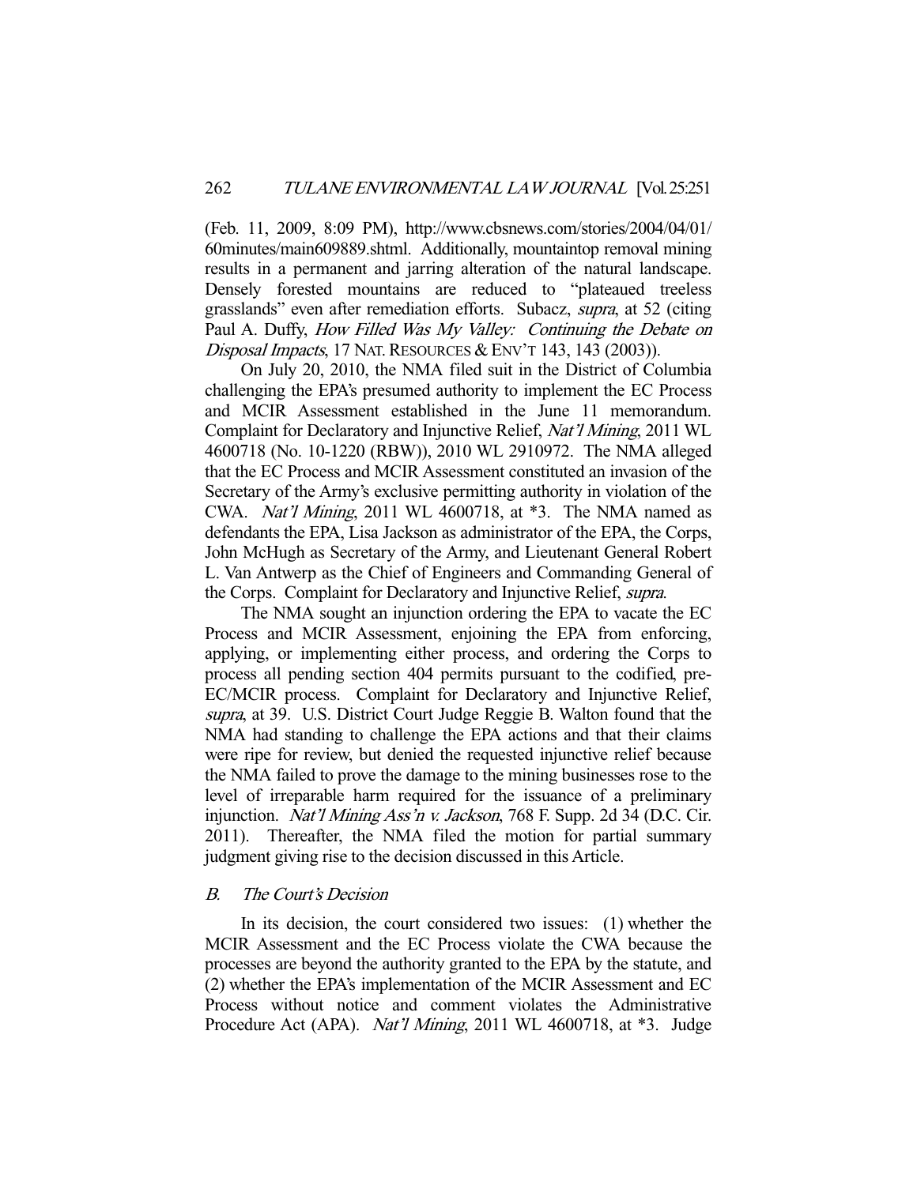(Feb. 11, 2009, 8:09 PM), http://www.cbsnews.com/stories/2004/04/01/60minutes/main609889.shtml. Additionally, mountaintop removal mining results in a permanent and jarring alteration of the natural landscape. Densely forested mountains are reduced to "plateaued treeless grasslands" even after remediation efforts. Subacz, *supra*, at 52 (citing Paul A. Duffy, *How Filled Was My Valley: Continuing the Debate on Disposal Impacts*, 17 NAT. RESOURCES & ENV'T 143, 143 (2003)).

On July 20, 2010, the NMA filed suit in the District of Columbia challenging the EPA's presumed authority to implement the EC Process and MCIR Assessment established in the June 11 memorandum. Complaint for Declaratory and Injunctive Relief, *Nat'l Mining*, 2011 WL 4600718 (No. 10-1220 (RBW)), 2010 WL 2910972. The NMA alleged that the EC Process and MCIR Assessment constituted an invasion of the Secretary of the Army's exclusive permitting authority in violation of the CWA. *Nat'l Mining*, 2011 WL 4600718, at *3. The NMA named as defendants the EPA, Lisa Jackson as administrator of the EPA, the Corps, John McHugh as Secretary of the Army, and Lieutenant General Robert L. Van Antwerp as the Chief of Engineers and Commanding General of the Corps. Complaint for Declaratory and Injunctive Relief, *supra*.

The NMA sought an injunction ordering the EPA to vacate the EC Process and MCIR Assessment, enjoining the EPA from enforcing, applying, or implementing either process, and ordering the Corps to process all pending section 404 permits pursuant to the codified, pre-EC/MCIR process. Complaint for Declaratory and Injunctive Relief, *supra*, at 39. U.S. District Court Judge Reggie B. Walton found that the NMA had standing to challenge the EPA actions and that their claims were ripe for review, but denied the requested injunctive relief because the NMA failed to prove the damage to the mining businesses rose to the level of irreparable harm required for the issuance of a preliminary injunction. *Nat'l Mining Ass'n v. Jackson*, 768 F. Supp. 2d 34 (D.C. Cir. 2011). Thereafter, the NMA filed the motion for partial summary judgment giving rise to the decision discussed in this Article.

### *B. The Court's Decision*

In its decision, the court considered two issues: (1) whether the MCIR Assessment and the EC Process violate the CWA because the processes are beyond the authority granted to the EPA by the statute, and (2) whether the EPA's implementation of the MCIR Assessment and EC Process without notice and comment violates the Administrative Procedure Act (APA). *Nat'l Mining*, 2011 WL 4600718, at *3. Judge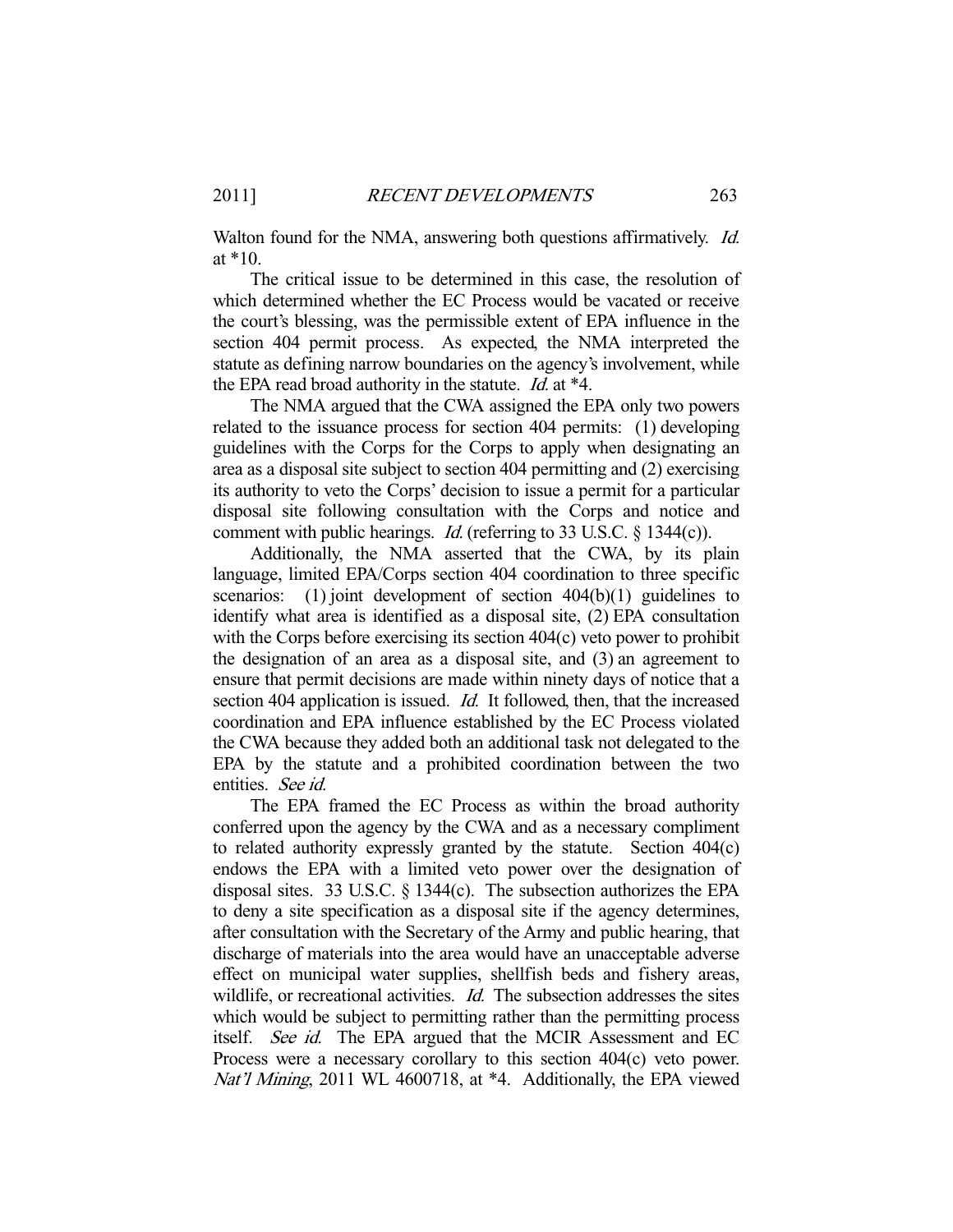Walton found for the NMA, answering both questions affirmatively. *Id.* at *10.

The critical issue to be determined in this case, the resolution of which determined whether the EC Process would be vacated or receive the court's blessing, was the permissible extent of EPA influence in the section 404 permit process. As expected, the NMA interpreted the statute as defining narrow boundaries on the agency's involvement, while the EPA read broad authority in the statute. *Id.* at *4.

The NMA argued that the CWA assigned the EPA only two powers related to the issuance process for section 404 permits: (1) developing guidelines with the Corps for the Corps to apply when designating an area as a disposal site subject to section 404 permitting and (2) exercising its authority to veto the Corps' decision to issue a permit for a particular disposal site following consultation with the Corps and notice and comment with public hearings. *Id.* (referring to 33 U.S.C. § 1344(c)).

Additionally, the NMA asserted that the CWA, by its plain language, limited EPA/Corps section 404 coordination to three specific scenarios: (1) joint development of section 404(b)(1) guidelines to identify what area is identified as a disposal site, (2) EPA consultation with the Corps before exercising its section 404(c) veto power to prohibit the designation of an area as a disposal site, and (3) an agreement to ensure that permit decisions are made within ninety days of notice that a section 404 application is issued. *Id.* It followed, then, that the increased coordination and EPA influence established by the EC Process violated the CWA because they added both an additional task not delegated to the EPA by the statute and a prohibited coordination between the two entities. *See id.*

The EPA framed the EC Process as within the broad authority conferred upon the agency by the CWA and as a necessary compliment to related authority expressly granted by the statute. Section 404(c) endows the EPA with a limited veto power over the designation of disposal sites. 33 U.S.C. § 1344(c). The subsection authorizes the EPA to deny a site specification as a disposal site if the agency determines, after consultation with the Secretary of the Army and public hearing, that discharge of materials into the area would have an unacceptable adverse effect on municipal water supplies, shellfish beds and fishery areas, wildlife, or recreational activities. *Id.* The subsection addresses the sites which would be subject to permitting rather than the permitting process itself. *See id.* The EPA argued that the MCIR Assessment and EC Process were a necessary corollary to this section 404(c) veto power. *Nat'l Mining*, 2011 WL 4600718, at *4. Additionally, the EPA viewed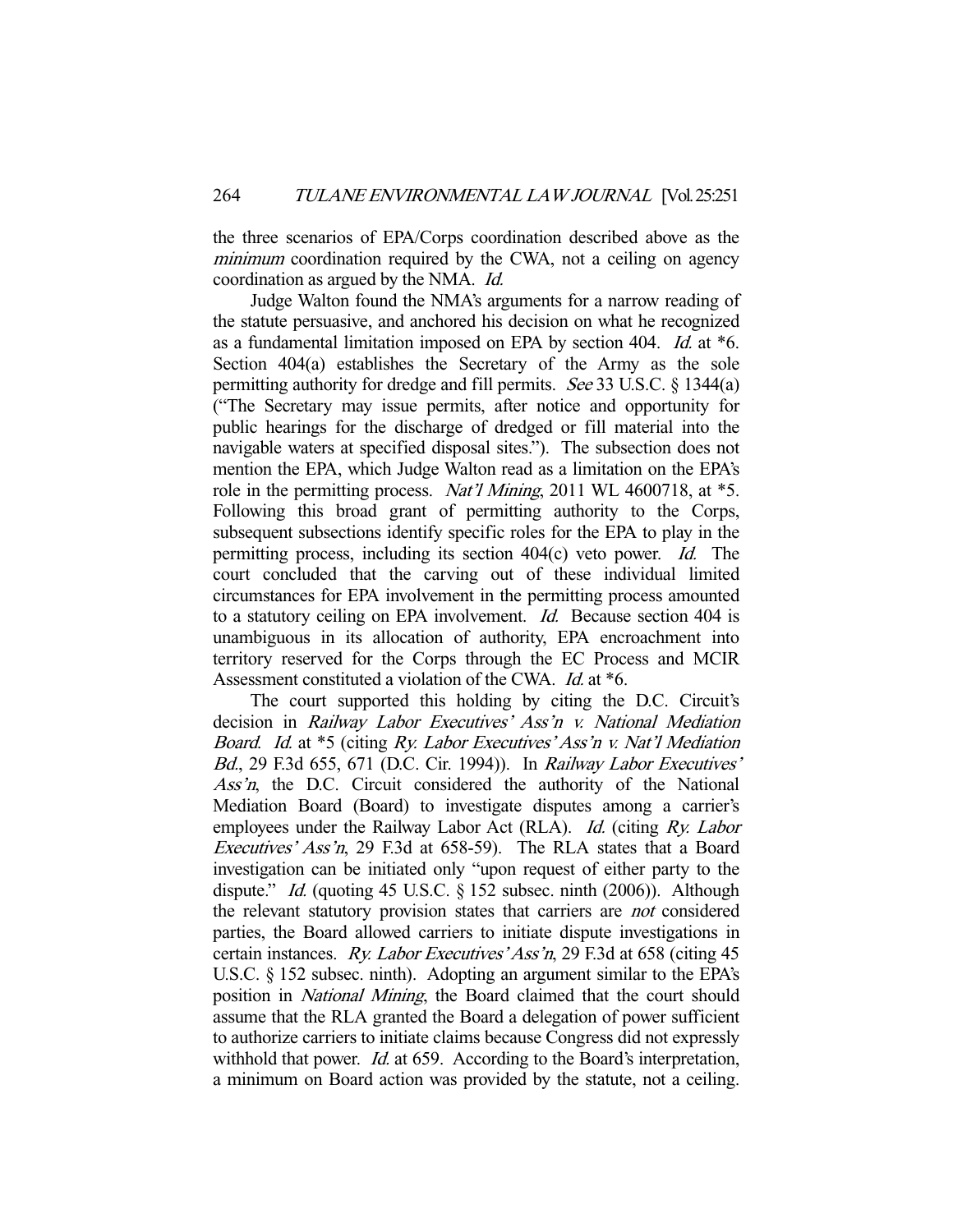the three scenarios of EPA/Corps coordination described above as the *minimum* coordination required by the CWA, not a ceiling on agency coordination as argued by the NMA. *Id.*

Judge Walton found the NMA's arguments for a narrow reading of the statute persuasive, and anchored his decision on what he recognized as a fundamental limitation imposed on EPA by section 404. *Id.* at \*6. Section 404(a) establishes the Secretary of the Army as the sole permitting authority for dredge and fill permits. *See* 33 U.S.C. § 1344(a) ("The Secretary may issue permits, after notice and opportunity for public hearings for the discharge of dredged or fill material into the navigable waters at specified disposal sites."). The subsection does not mention the EPA, which Judge Walton read as a limitation on the EPA's role in the permitting process. *Nat'l Mining*, 2011 WL 4600718, at \*5. Following this broad grant of permitting authority to the Corps, subsequent subsections identify specific roles for the EPA to play in the permitting process, including its section 404(c) veto power. *Id.* The court concluded that the carving out of these individual limited circumstances for EPA involvement in the permitting process amounted to a statutory ceiling on EPA involvement. *Id.* Because section 404 is unambiguous in its allocation of authority, EPA encroachment into territory reserved for the Corps through the EC Process and MCIR Assessment constituted a violation of the CWA. *Id.* at \*6.

The court supported this holding by citing the D.C. Circuit's decision in *Railway Labor Executives' Ass'n v. National Mediation Board*. *Id.* at \*5 (citing *Ry. Labor Executives' Ass'n v. Nat'l Mediation Bd.*, 29 F.3d 655, 671 (D.C. Cir. 1994)). In *Railway Labor Executives' Ass'n*, the D.C. Circuit considered the authority of the National Mediation Board (Board) to investigate disputes among a carrier's employees under the Railway Labor Act (RLA). *Id.* (citing *Ry. Labor Executives' Ass'n*, 29 F.3d at 658-59). The RLA states that a Board investigation can be initiated only "upon request of either party to the dispute." *Id.* (quoting 45 U.S.C. § 152 subsec. ninth (2006)). Although the relevant statutory provision states that carriers are *not* considered parties, the Board allowed carriers to initiate dispute investigations in certain instances. *Ry. Labor Executives' Ass'n*, 29 F.3d at 658 (citing 45 U.S.C. § 152 subsec. ninth). Adopting an argument similar to the EPA's position in *National Mining*, the Board claimed that the court should assume that the RLA granted the Board a delegation of power sufficient to authorize carriers to initiate claims because Congress did not expressly withhold that power. *Id.* at 659. According to the Board's interpretation, a minimum on Board action was provided by the statute, not a ceiling.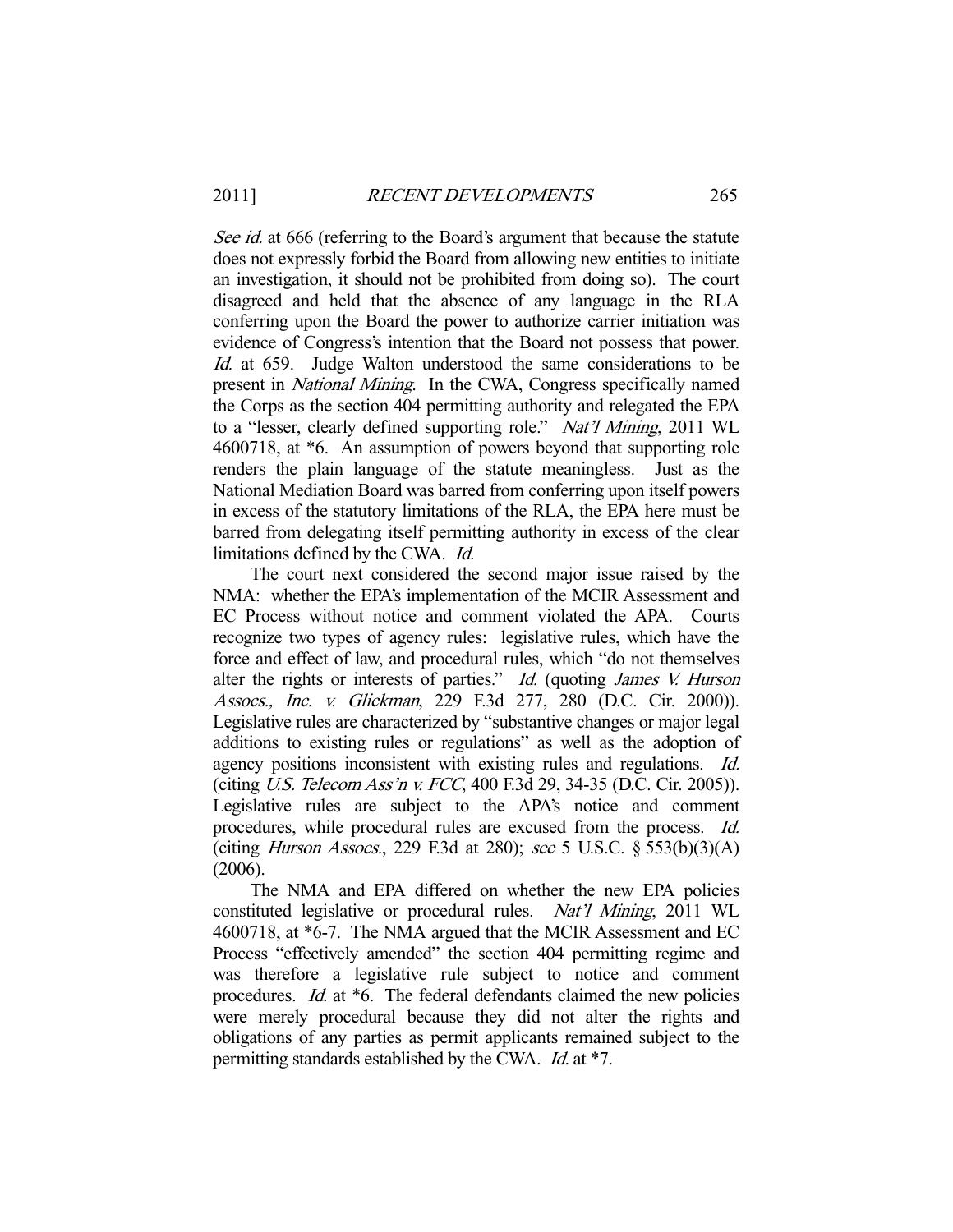*See id.* at 666 (referring to the Board's argument that because the statute does not expressly forbid the Board from allowing new entities to initiate an investigation, it should not be prohibited from doing so). The court disagreed and held that the absence of any language in the RLA conferring upon the Board the power to authorize carrier initiation was evidence of Congress's intention that the Board not possess that power. *Id.* at 659. Judge Walton understood the same considerations to be present in *National Mining*. In the CWA, Congress specifically named the Corps as the section 404 permitting authority and relegated the EPA to a "lesser, clearly defined supporting role." *Nat'l Mining*, 2011 WL 4600718, at *6. An assumption of powers beyond that supporting role renders the plain language of the statute meaningless. Just as the National Mediation Board was barred from conferring upon itself powers in excess of the statutory limitations of the RLA, the EPA here must be barred from delegating itself permitting authority in excess of the clear limitations defined by the CWA. *Id.*

The court next considered the second major issue raised by the NMA: whether the EPA's implementation of the MCIR Assessment and EC Process without notice and comment violated the APA. Courts recognize two types of agency rules: legislative rules, which have the force and effect of law, and procedural rules, which "do not themselves alter the rights or interests of parties." *Id.* (quoting *James V. Hurson Assocs., Inc. v. Glickman*, 229 F.3d 277, 280 (D.C. Cir. 2000)). Legislative rules are characterized by "substantive changes or major legal additions to existing rules or regulations" as well as the adoption of agency positions inconsistent with existing rules and regulations. *Id.* (citing *U.S. Telecom Ass'n v. FCC*, 400 F.3d 29, 34-35 (D.C. Cir. 2005)). Legislative rules are subject to the APA's notice and comment procedures, while procedural rules are excused from the process. *Id.* (citing *Hurson Assocs.*, 229 F.3d at 280); *see* 5 U.S.C. § 553(b)(3)(A) (2006).

The NMA and EPA differed on whether the new EPA policies constituted legislative or procedural rules. *Nat'l Mining*, 2011 WL 4600718, at *6-7. The NMA argued that the MCIR Assessment and EC Process "effectively amended" the section 404 permitting regime and was therefore a legislative rule subject to notice and comment procedures. *Id.* at *6. The federal defendants claimed the new policies were merely procedural because they did not alter the rights and obligations of any parties as permit applicants remained subject to the permitting standards established by the CWA. *Id.* at *7.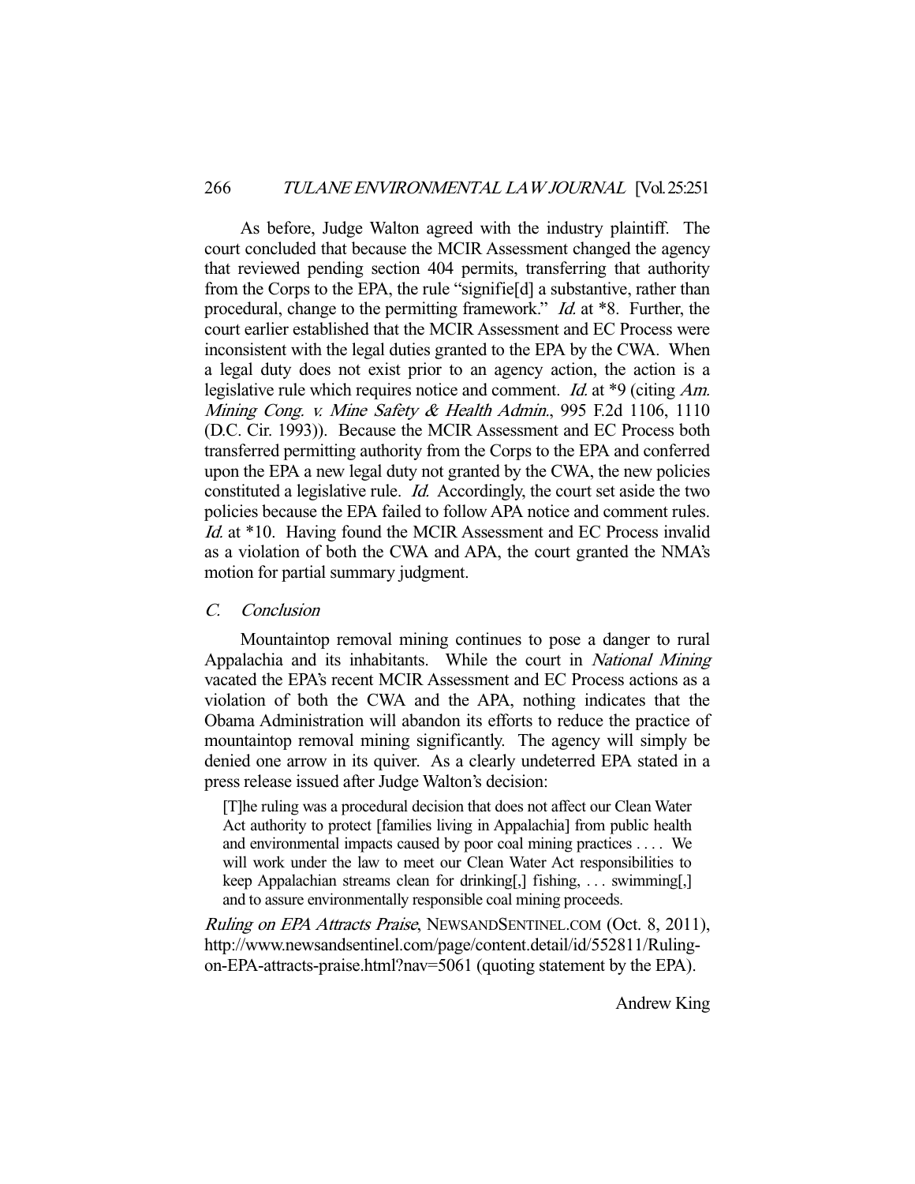As before, Judge Walton agreed with the industry plaintiff. The court concluded that because the MCIR Assessment changed the agency that reviewed pending section 404 permits, transferring that authority from the Corps to the EPA, the rule "signifie[d] a substantive, rather than procedural, change to the permitting framework." *Id.* at *8. Further, the court earlier established that the MCIR Assessment and EC Process were inconsistent with the legal duties granted to the EPA by the CWA. When a legal duty does not exist prior to an agency action, the action is a legislative rule which requires notice and comment. *Id.* at *9 (citing *Am. Mining Cong. v. Mine Safety & Health Admin.*, 995 F.2d 1106, 1110 (D.C. Cir. 1993)). Because the MCIR Assessment and EC Process both transferred permitting authority from the Corps to the EPA and conferred upon the EPA a new legal duty not granted by the CWA, the new policies constituted a legislative rule. *Id.* Accordingly, the court set aside the two policies because the EPA failed to follow APA notice and comment rules. *Id.* at *10. Having found the MCIR Assessment and EC Process invalid as a violation of both the CWA and APA, the court granted the NMA's motion for partial summary judgment.

### *C. Conclusion*

Mountaintop removal mining continues to pose a danger to rural Appalachia and its inhabitants. While the court in *National Mining* vacated the EPA's recent MCIR Assessment and EC Process actions as a violation of both the CWA and the APA, nothing indicates that the Obama Administration will abandon its efforts to reduce the practice of mountaintop removal mining significantly. The agency will simply be denied one arrow in its quiver. As a clearly undeterred EPA stated in a press release issued after Judge Walton's decision:

> [T]he ruling was a procedural decision that does not affect our Clean Water Act authority to protect [families living in Appalachia] from public health and environmental impacts caused by poor coal mining practices . . . . We will work under the law to meet our Clean Water Act responsibilities to keep Appalachian streams clean for drinking[,] fishing, . . . swimming[,] and to assure environmentally responsible coal mining proceeds.

*Ruling on EPA Attracts Praise*, NEWSANDSENTINEL.COM (Oct. 8, 2011), http://www.newsandsentinel.com/page/content.detail/id/552811/Ruling-on-EPA-attracts-praise.html?nav=5061 (quoting statement by the EPA).

Andrew King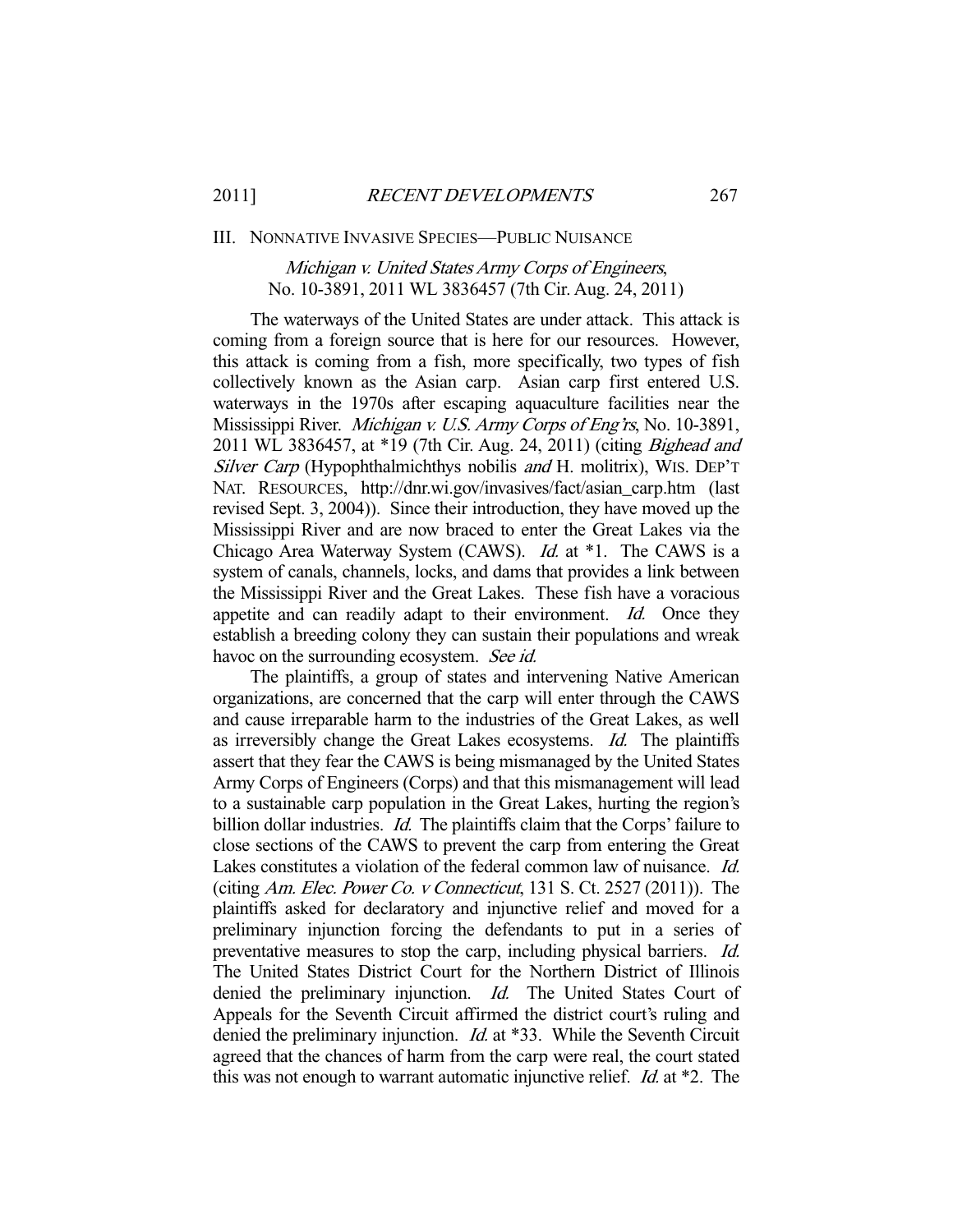## III. NONNATIVE INVASIVE SPECIES—PUBLIC NUISANCE

### *Michigan v. United States Army Corps of Engineers*, No. 10-3891, 2011 WL 3836457 (7th Cir. Aug. 24, 2011)

The waterways of the United States are under attack. This attack is coming from a foreign source that is here for our resources. However, this attack is coming from a fish, more specifically, two types of fish collectively known as the Asian carp. Asian carp first entered U.S. waterways in the 1970s after escaping aquaculture facilities near the Mississippi River. *Michigan v. U.S. Army Corps of Eng'rs*, No. 10-3891, 2011 WL 3836457, at *19 (7th Cir. Aug. 24, 2011) (citing *Bighead and Silver Carp* (Hypophthalmichthys nobilis *and* H. molitrix), WIS. DEP'T NAT. RESOURCES, http://dnr.wi.gov/invasives/fact/asian_carp.htm (last revised Sept. 3, 2004)). Since their introduction, they have moved up the Mississippi River and are now braced to enter the Great Lakes via the Chicago Area Waterway System (CAWS). *Id.* at *1. The CAWS is a system of canals, channels, locks, and dams that provides a link between the Mississippi River and the Great Lakes. These fish have a voracious appetite and can readily adapt to their environment. *Id.* Once they establish a breeding colony they can sustain their populations and wreak havoc on the surrounding ecosystem. *See id.*

The plaintiffs, a group of states and intervening Native American organizations, are concerned that the carp will enter through the CAWS and cause irreparable harm to the industries of the Great Lakes, as well as irreversibly change the Great Lakes ecosystems. *Id.* The plaintiffs assert that they fear the CAWS is being mismanaged by the United States Army Corps of Engineers (Corps) and that this mismanagement will lead to a sustainable carp population in the Great Lakes, hurting the region's billion dollar industries. *Id.* The plaintiffs claim that the Corps' failure to close sections of the CAWS to prevent the carp from entering the Great Lakes constitutes a violation of the federal common law of nuisance. *Id.* (citing *Am. Elec. Power Co. v Connecticut*, 131 S. Ct. 2527 (2011)). The plaintiffs asked for declaratory and injunctive relief and moved for a preliminary injunction forcing the defendants to put in a series of preventative measures to stop the carp, including physical barriers. *Id.* The United States District Court for the Northern District of Illinois denied the preliminary injunction. *Id.* The United States Court of Appeals for the Seventh Circuit affirmed the district court's ruling and denied the preliminary injunction. *Id.* at *33. While the Seventh Circuit agreed that the chances of harm from the carp were real, the court stated this was not enough to warrant automatic injunctive relief. *Id.* at *2. The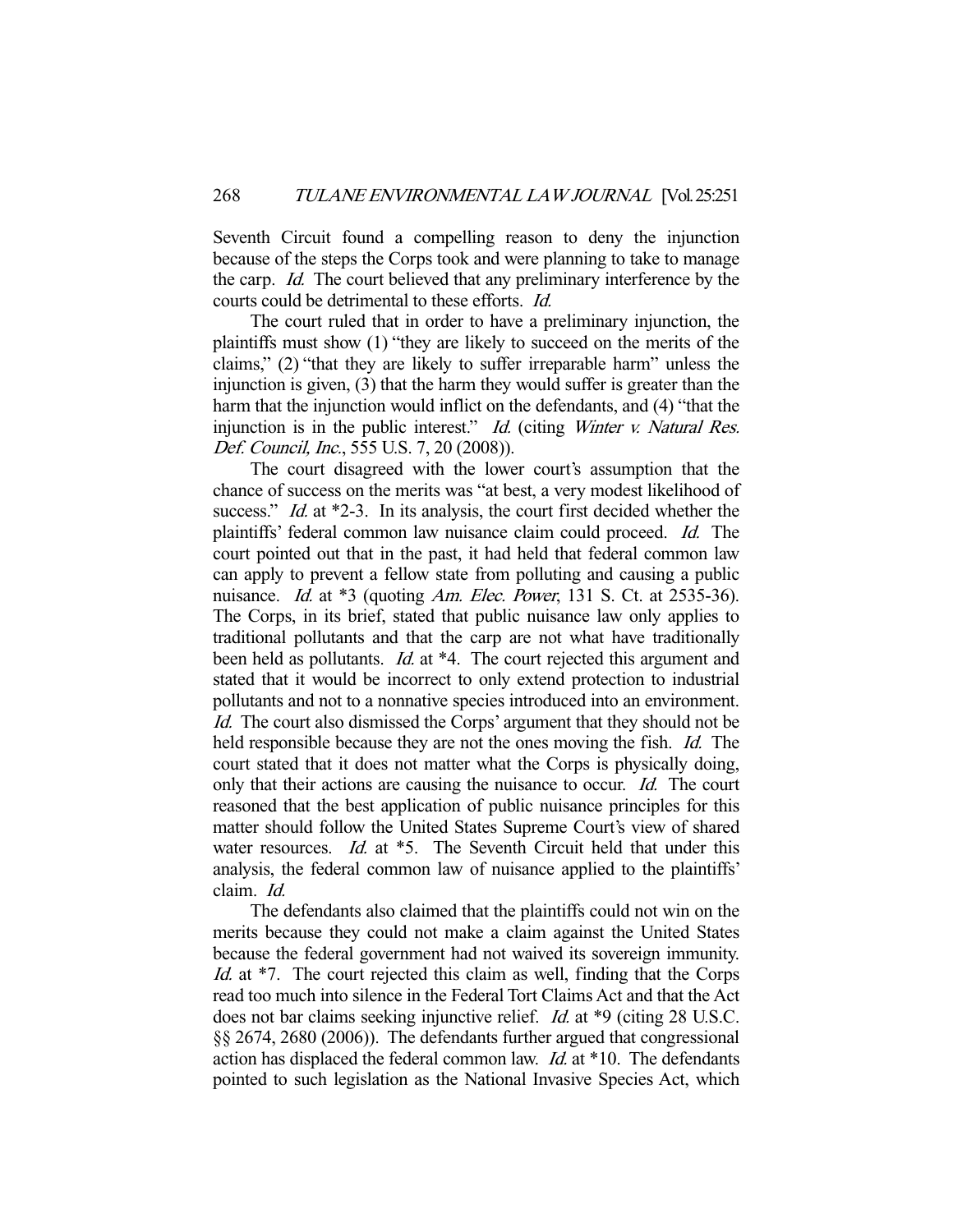Seventh Circuit found a compelling reason to deny the injunction because of the steps the Corps took and were planning to take to manage the carp. *Id.* The court believed that any preliminary interference by the courts could be detrimental to these efforts. *Id.*

The court ruled that in order to have a preliminary injunction, the plaintiffs must show (1) "they are likely to succeed on the merits of the claims," (2) "that they are likely to suffer irreparable harm" unless the injunction is given, (3) that the harm they would suffer is greater than the harm that the injunction would inflict on the defendants, and (4) "that the injunction is in the public interest." *Id.* (citing *Winter v. Natural Res. Def. Council, Inc.*, 555 U.S. 7, 20 (2008)).

The court disagreed with the lower court's assumption that the chance of success on the merits was "at best, a very modest likelihood of success." *Id.* at *2-3. In its analysis, the court first decided whether the plaintiffs' federal common law nuisance claim could proceed. *Id.* The court pointed out that in the past, it had held that federal common law can apply to prevent a fellow state from polluting and causing a public nuisance. *Id.* at *3 (quoting *Am. Elec. Power*, 131 S. Ct. at 2535-36). The Corps, in its brief, stated that public nuisance law only applies to traditional pollutants and that the carp are not what have traditionally been held as pollutants. *Id.* at *4. The court rejected this argument and stated that it would be incorrect to only extend protection to industrial pollutants and not to a nonnative species introduced into an environment. *Id.* The court also dismissed the Corps' argument that they should not be held responsible because they are not the ones moving the fish. *Id.* The court stated that it does not matter what the Corps is physically doing, only that their actions are causing the nuisance to occur. *Id.* The court reasoned that the best application of public nuisance principles for this matter should follow the United States Supreme Court's view of shared water resources. *Id.* at *5. The Seventh Circuit held that under this analysis, the federal common law of nuisance applied to the plaintiffs' claim. *Id.*

The defendants also claimed that the plaintiffs could not win on the merits because they could not make a claim against the United States because the federal government had not waived its sovereign immunity. *Id.* at *7. The court rejected this claim as well, finding that the Corps read too much into silence in the Federal Tort Claims Act and that the Act does not bar claims seeking injunctive relief. *Id.* at *9 (citing 28 U.S.C. §§ 2674, 2680 (2006)). The defendants further argued that congressional action has displaced the federal common law. *Id.* at *10. The defendants pointed to such legislation as the National Invasive Species Act, which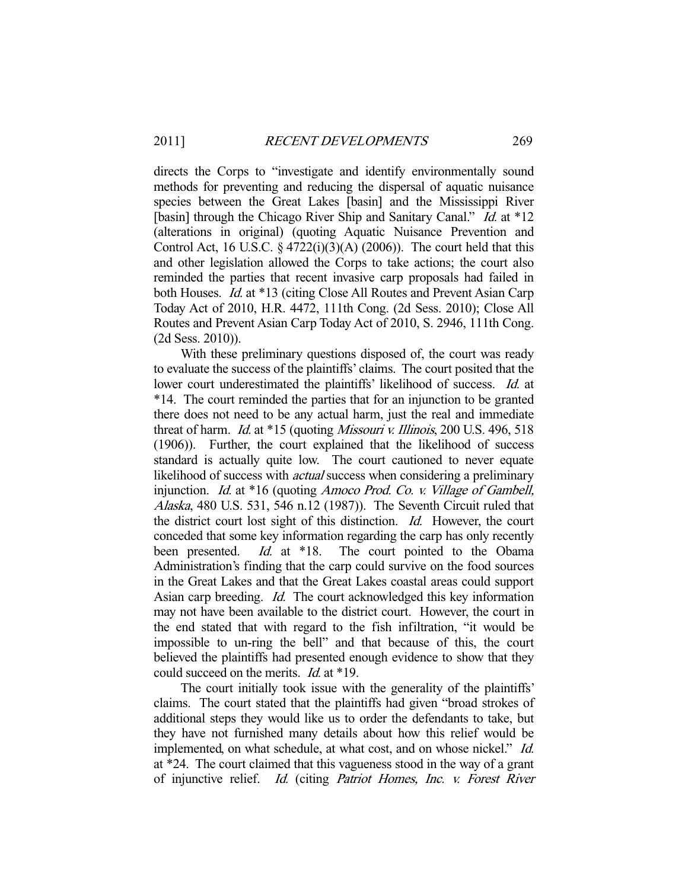directs the Corps to "investigate and identify environmentally sound methods for preventing and reducing the dispersal of aquatic nuisance species between the Great Lakes [basin] and the Mississippi River [basin] through the Chicago River Ship and Sanitary Canal." *Id.* at *12 (alterations in original) (quoting Aquatic Nuisance Prevention and Control Act, 16 U.S.C. § 4722(i)(3)(A) (2006)). The court held that this and other legislation allowed the Corps to take actions; the court also reminded the parties that recent invasive carp proposals had failed in both Houses. *Id.* at *13 (citing Close All Routes and Prevent Asian Carp Today Act of 2010, H.R. 4472, 111th Cong. (2d Sess. 2010); Close All Routes and Prevent Asian Carp Today Act of 2010, S. 2946, 111th Cong. (2d Sess. 2010)).

With these preliminary questions disposed of, the court was ready to evaluate the success of the plaintiffs' claims. The court posited that the lower court underestimated the plaintiffs' likelihood of success. *Id.* at *14. The court reminded the parties that for an injunction to be granted there does not need to be any actual harm, just the real and immediate threat of harm. *Id.* at *15 (quoting *Missouri v. Illinois*, 200 U.S. 496, 518 (1906)). Further, the court explained that the likelihood of success standard is actually quite low. The court cautioned to never equate likelihood of success with *actual* success when considering a preliminary injunction. *Id.* at *16 (quoting *Amoco Prod. Co. v. Village of Gambell, Alaska*, 480 U.S. 531, 546 n.12 (1987)). The Seventh Circuit ruled that the district court lost sight of this distinction. *Id.* However, the court conceded that some key information regarding the carp has only recently been presented. *Id.* at *18. The court pointed to the Obama Administration's finding that the carp could survive on the food sources in the Great Lakes and that the Great Lakes coastal areas could support Asian carp breeding. *Id.* The court acknowledged this key information may not have been available to the district court. However, the court in the end stated that with regard to the fish infiltration, "it would be impossible to un-ring the bell" and that because of this, the court believed the plaintiffs had presented enough evidence to show that they could succeed on the merits. *Id.* at *19.

The court initially took issue with the generality of the plaintiffs' claims. The court stated that the plaintiffs had given "broad strokes of additional steps they would like us to order the defendants to take, but they have not furnished many details about how this relief would be implemented, on what schedule, at what cost, and on whose nickel." *Id.* at *24. The court claimed that this vagueness stood in the way of a grant of injunctive relief. *Id.* (citing *Patriot Homes, Inc. v. Forest River*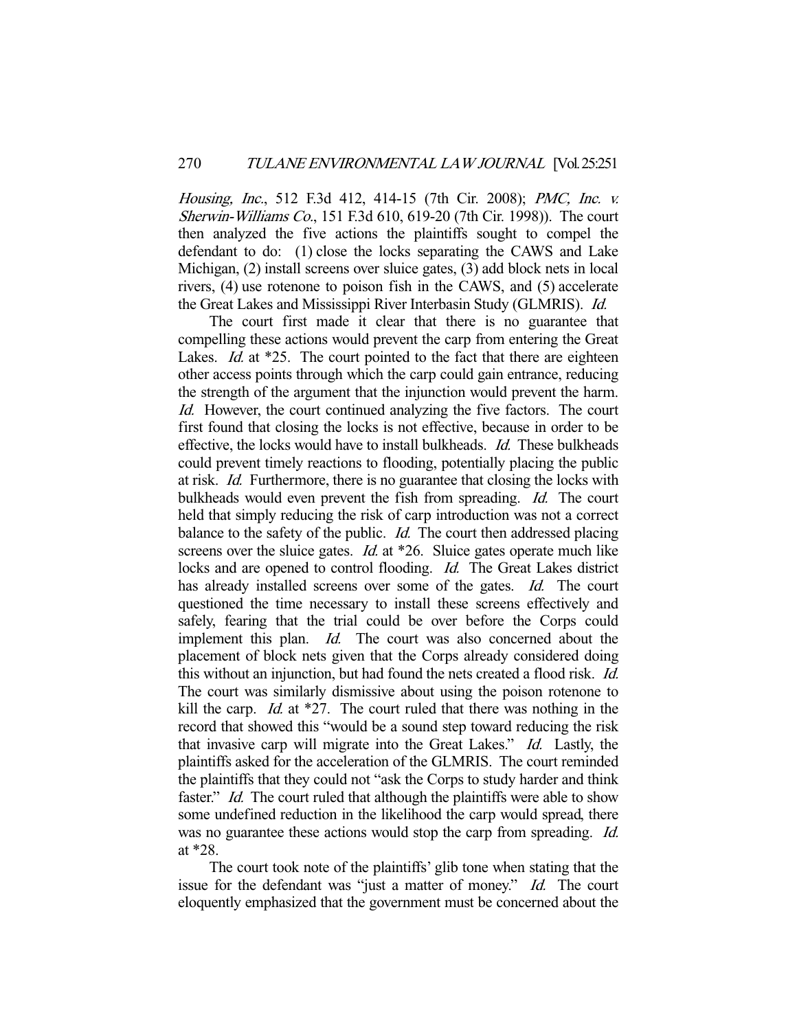*Housing, Inc.*, 512 F.3d 412, 414-15 (7th Cir. 2008); *PMC, Inc. v. Sherwin-Williams Co.*, 151 F.3d 610, 619-20 (7th Cir. 1998)). The court then analyzed the five actions the plaintiffs sought to compel the defendant to do: (1) close the locks separating the CAWS and Lake Michigan, (2) install screens over sluice gates, (3) add block nets in local rivers, (4) use rotenone to poison fish in the CAWS, and (5) accelerate the Great Lakes and Mississippi River Interbasin Study (GLMRIS). *Id.*

The court first made it clear that there is no guarantee that compelling these actions would prevent the carp from entering the Great Lakes. *Id.* at \*25. The court pointed to the fact that there are eighteen other access points through which the carp could gain entrance, reducing the strength of the argument that the injunction would prevent the harm. *Id.* However, the court continued analyzing the five factors. The court first found that closing the locks is not effective, because in order to be effective, the locks would have to install bulkheads. *Id.* These bulkheads could prevent timely reactions to flooding, potentially placing the public at risk. *Id.* Furthermore, there is no guarantee that closing the locks with bulkheads would even prevent the fish from spreading. *Id.* The court held that simply reducing the risk of carp introduction was not a correct balance to the safety of the public. *Id.* The court then addressed placing screens over the sluice gates. *Id.* at \*26. Sluice gates operate much like locks and are opened to control flooding. *Id.* The Great Lakes district has already installed screens over some of the gates. *Id.* The court questioned the time necessary to install these screens effectively and safely, fearing that the trial could be over before the Corps could implement this plan. *Id.* The court was also concerned about the placement of block nets given that the Corps already considered doing this without an injunction, but had found the nets created a flood risk. *Id.* The court was similarly dismissive about using the poison rotenone to kill the carp. *Id.* at \*27. The court ruled that there was nothing in the record that showed this "would be a sound step toward reducing the risk that invasive carp will migrate into the Great Lakes." *Id.* Lastly, the plaintiffs asked for the acceleration of the GLMRIS. The court reminded the plaintiffs that they could not "ask the Corps to study harder and think faster." *Id.* The court ruled that although the plaintiffs were able to show some undefined reduction in the likelihood the carp would spread, there was no guarantee these actions would stop the carp from spreading. *Id.* at \*28.

The court took note of the plaintiffs' glib tone when stating that the issue for the defendant was "just a matter of money." *Id.* The court eloquently emphasized that the government must be concerned about the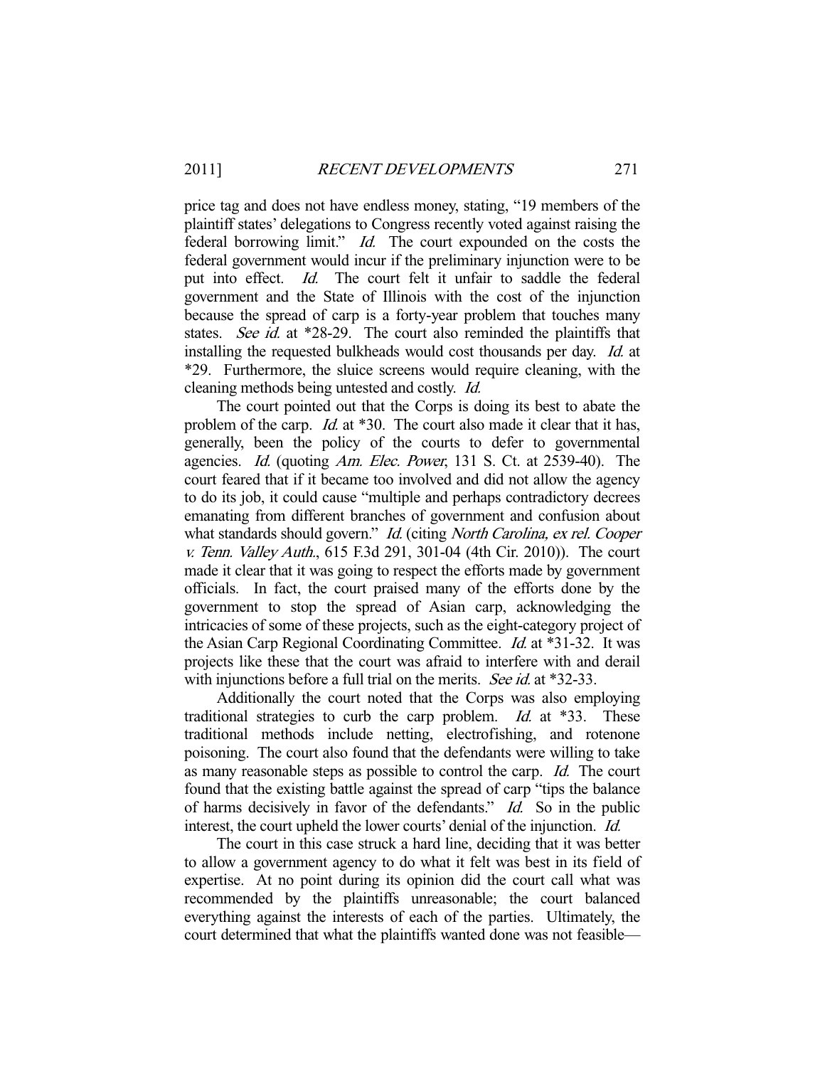price tag and does not have endless money, stating, "19 members of the plaintiff states' delegations to Congress recently voted against raising the federal borrowing limit." *Id.* The court expounded on the costs the federal government would incur if the preliminary injunction were to be put into effect. *Id.* The court felt it unfair to saddle the federal government and the State of Illinois with the cost of the injunction because the spread of carp is a forty-year problem that touches many states. *See id.* at *28-29. The court also reminded the plaintiffs that installing the requested bulkheads would cost thousands per day. *Id.* at *29. Furthermore, the sluice screens would require cleaning, with the cleaning methods being untested and costly. *Id.*

The court pointed out that the Corps is doing its best to abate the problem of the carp. *Id.* at *30. The court also made it clear that it has, generally, been the policy of the courts to defer to governmental agencies. *Id.* (quoting *Am. Elec. Power*, 131 S. Ct. at 2539-40). The court feared that if it became too involved and did not allow the agency to do its job, it could cause "multiple and perhaps contradictory decrees emanating from different branches of government and confusion about what standards should govern." *Id.* (citing *North Carolina, ex rel. Cooper v. Tenn. Valley Auth.*, 615 F.3d 291, 301-04 (4th Cir. 2010)). The court made it clear that it was going to respect the efforts made by government officials. In fact, the court praised many of the efforts done by the government to stop the spread of Asian carp, acknowledging the intricacies of some of these projects, such as the eight-category project of the Asian Carp Regional Coordinating Committee. *Id.* at *31-32. It was projects like these that the court was afraid to interfere with and derail with injunctions before a full trial on the merits. *See id.* at *32-33.

Additionally the court noted that the Corps was also employing traditional strategies to curb the carp problem. *Id.* at *33. These traditional methods include netting, electrofishing, and rotenone poisoning. The court also found that the defendants were willing to take as many reasonable steps as possible to control the carp. *Id.* The court found that the existing battle against the spread of carp "tips the balance of harms decisively in favor of the defendants." *Id.* So in the public interest, the court upheld the lower courts' denial of the injunction. *Id.*

The court in this case struck a hard line, deciding that it was better to allow a government agency to do what it felt was best in its field of expertise. At no point during its opinion did the court call what was recommended by the plaintiffs unreasonable; the court balanced everything against the interests of each of the parties. Ultimately, the court determined that what the plaintiffs wanted done was not feasible—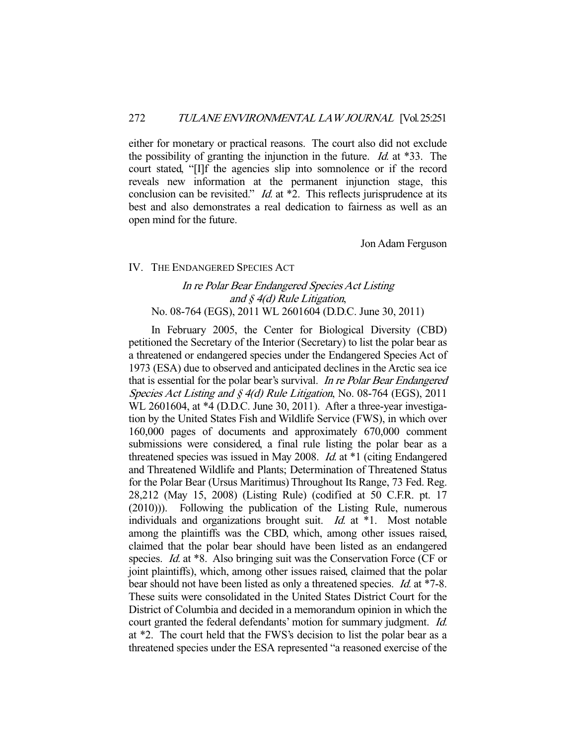either for monetary or practical reasons. The court also did not exclude the possibility of granting the injunction in the future. *Id.* at *33. The court stated, "[I]f the agencies slip into somnolence or if the record reveals new information at the permanent injunction stage, this conclusion can be revisited." *Id.* at *2. This reflects jurisprudence at its best and also demonstrates a real dedication to fairness as well as an open mind for the future.

Jon Adam Ferguson

## IV. THE ENDANGERED SPECIES ACT

### *In re Polar Bear Endangered Species Act Listing and § 4(d) Rule Litigation*, No. 08-764 (EGS), 2011 WL 2601604 (D.D.C. June 30, 2011)

In February 2005, the Center for Biological Diversity (CBD) petitioned the Secretary of the Interior (Secretary) to list the polar bear as a threatened or endangered species under the Endangered Species Act of 1973 (ESA) due to observed and anticipated declines in the Arctic sea ice that is essential for the polar bear's survival. *In re Polar Bear Endangered Species Act Listing and § 4(d) Rule Litigation*, No. 08-764 (EGS), 2011 WL 2601604, at *4 (D.D.C. June 30, 2011). After a three-year investigation by the United States Fish and Wildlife Service (FWS), in which over 160,000 pages of documents and approximately 670,000 comment submissions were considered, a final rule listing the polar bear as a threatened species was issued in May 2008. *Id.* at *1 (citing Endangered and Threatened Wildlife and Plants; Determination of Threatened Status for the Polar Bear (Ursus Maritimus) Throughout Its Range, 73 Fed. Reg. 28,212 (May 15, 2008) (Listing Rule) (codified at 50 C.F.R. pt. 17 (2010))). Following the publication of the Listing Rule, numerous individuals and organizations brought suit. *Id.* at *1. Most notable among the plaintiffs was the CBD, which, among other issues raised, claimed that the polar bear should have been listed as an endangered species. *Id.* at *8. Also bringing suit was the Conservation Force (CF or joint plaintiffs), which, among other issues raised, claimed that the polar bear should not have been listed as only a threatened species. *Id.* at *7-8. These suits were consolidated in the United States District Court for the District of Columbia and decided in a memorandum opinion in which the court granted the federal defendants' motion for summary judgment. *Id.* at *2. The court held that the FWS's decision to list the polar bear as a threatened species under the ESA represented "a reasoned exercise of the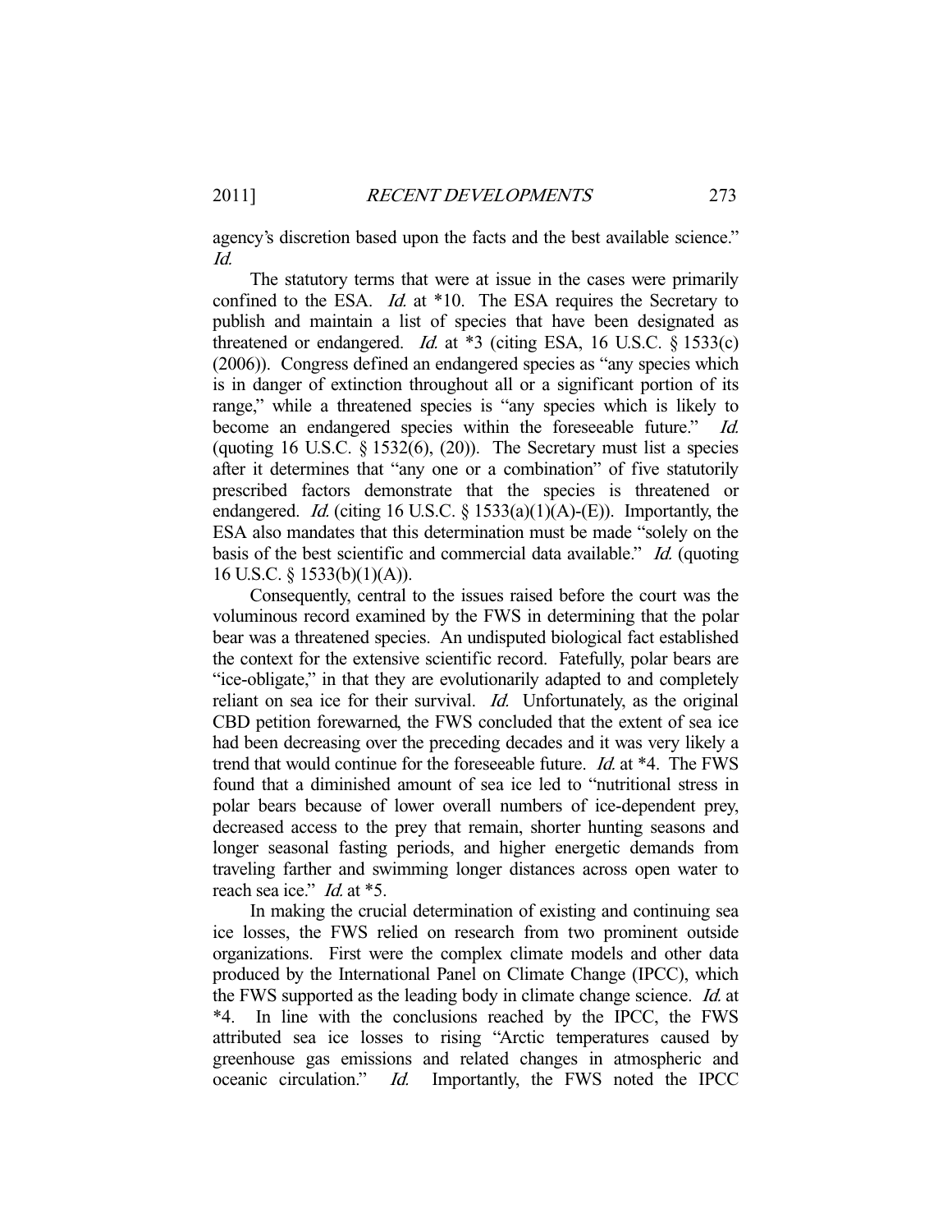agency's discretion based upon the facts and the best available science." *Id.*

The statutory terms that were at issue in the cases were primarily confined to the ESA. *Id.* at *10. The ESA requires the Secretary to publish and maintain a list of species that have been designated as threatened or endangered. *Id.* at *3 (citing ESA, 16 U.S.C. § 1533(c) (2006)). Congress defined an endangered species as "any species which is in danger of extinction throughout all or a significant portion of its range," while a threatened species is "any species which is likely to become an endangered species within the foreseeable future." *Id.* (quoting 16 U.S.C. § 1532(6), (20)). The Secretary must list a species after it determines that "any one or a combination" of five statutorily prescribed factors demonstrate that the species is threatened or endangered. *Id.* (citing 16 U.S.C. § 1533(a)(1)(A)-(E)). Importantly, the ESA also mandates that this determination must be made "solely on the basis of the best scientific and commercial data available." *Id.* (quoting 16 U.S.C. § 1533(b)(1)(A)).

Consequently, central to the issues raised before the court was the voluminous record examined by the FWS in determining that the polar bear was a threatened species. An undisputed biological fact established the context for the extensive scientific record. Fatefully, polar bears are "ice-obligate," in that they are evolutionarily adapted to and completely reliant on sea ice for their survival. *Id.* Unfortunately, as the original CBD petition forewarned, the FWS concluded that the extent of sea ice had been decreasing over the preceding decades and it was very likely a trend that would continue for the foreseeable future. *Id.* at *4. The FWS found that a diminished amount of sea ice led to "nutritional stress in polar bears because of lower overall numbers of ice-dependent prey, decreased access to the prey that remain, shorter hunting seasons and longer seasonal fasting periods, and higher energetic demands from traveling farther and swimming longer distances across open water to reach sea ice." *Id.* at *5.

In making the crucial determination of existing and continuing sea ice losses, the FWS relied on research from two prominent outside organizations. First were the complex climate models and other data produced by the International Panel on Climate Change (IPCC), which the FWS supported as the leading body in climate change science. *Id.* at *4. In line with the conclusions reached by the IPCC, the FWS attributed sea ice losses to rising "Arctic temperatures caused by greenhouse gas emissions and related changes in atmospheric and oceanic circulation." *Id.* Importantly, the FWS noted the IPCC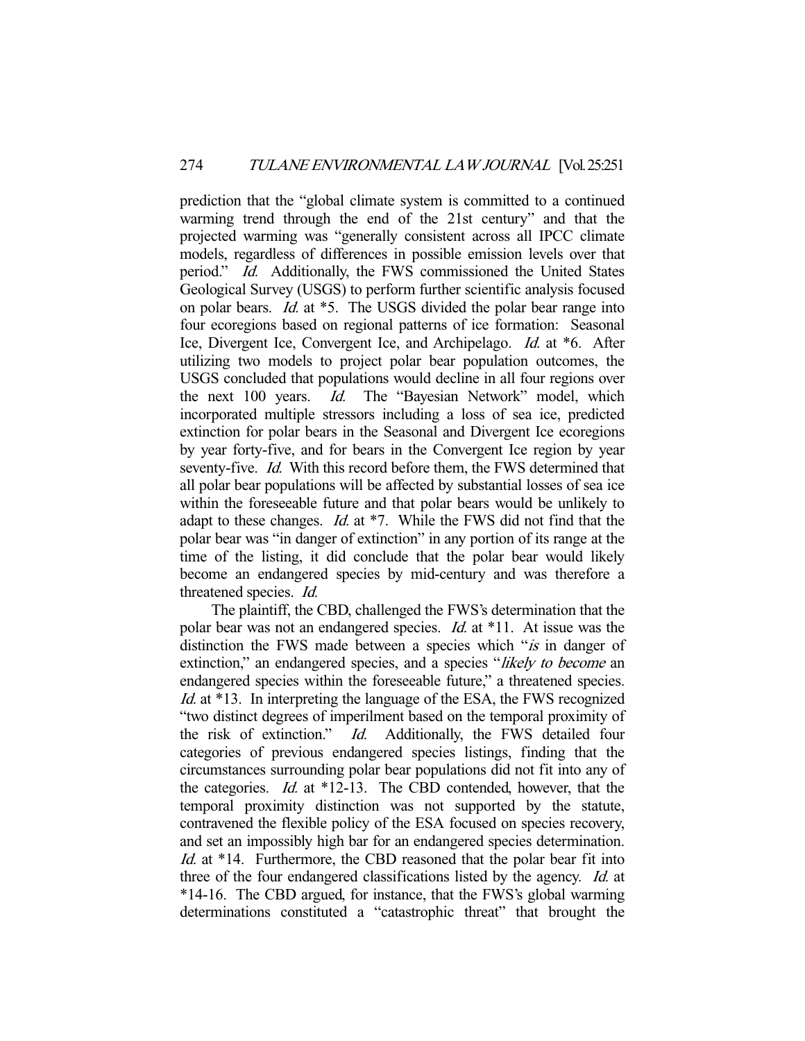prediction that the "global climate system is committed to a continued warming trend through the end of the 21st century" and that the projected warming was "generally consistent across all IPCC climate models, regardless of differences in possible emission levels over that period." *Id.* Additionally, the FWS commissioned the United States Geological Survey (USGS) to perform further scientific analysis focused on polar bears. *Id.* at *5. The USGS divided the polar bear range into four ecoregions based on regional patterns of ice formation: Seasonal Ice, Divergent Ice, Convergent Ice, and Archipelago. *Id.* at *6. After utilizing two models to project polar bear population outcomes, the USGS concluded that populations would decline in all four regions over the next 100 years. *Id.* The "Bayesian Network" model, which incorporated multiple stressors including a loss of sea ice, predicted extinction for polar bears in the Seasonal and Divergent Ice ecoregions by year forty-five, and for bears in the Convergent Ice region by year seventy-five. *Id.* With this record before them, the FWS determined that all polar bear populations will be affected by substantial losses of sea ice within the foreseeable future and that polar bears would be unlikely to adapt to these changes. *Id.* at *7. While the FWS did not find that the polar bear was "in danger of extinction" in any portion of its range at the time of the listing, it did conclude that the polar bear would likely become an endangered species by mid-century and was therefore a threatened species. *Id.*

The plaintiff, the CBD, challenged the FWS's determination that the polar bear was not an endangered species. *Id.* at *11. At issue was the distinction the FWS made between a species which "*is* in danger of extinction," an endangered species, and a species "*likely to become* an endangered species within the foreseeable future," a threatened species. *Id.* at *13. In interpreting the language of the ESA, the FWS recognized "two distinct degrees of imperilment based on the temporal proximity of the risk of extinction." *Id.* Additionally, the FWS detailed four categories of previous endangered species listings, finding that the circumstances surrounding polar bear populations did not fit into any of the categories. *Id.* at *12-13. The CBD contended, however, that the temporal proximity distinction was not supported by the statute, contravened the flexible policy of the ESA focused on species recovery, and set an impossibly high bar for an endangered species determination. *Id.* at *14. Furthermore, the CBD reasoned that the polar bear fit into three of the four endangered classifications listed by the agency. *Id.* at *14-16. The CBD argued, for instance, that the FWS's global warming determinations constituted a "catastrophic threat" that brought the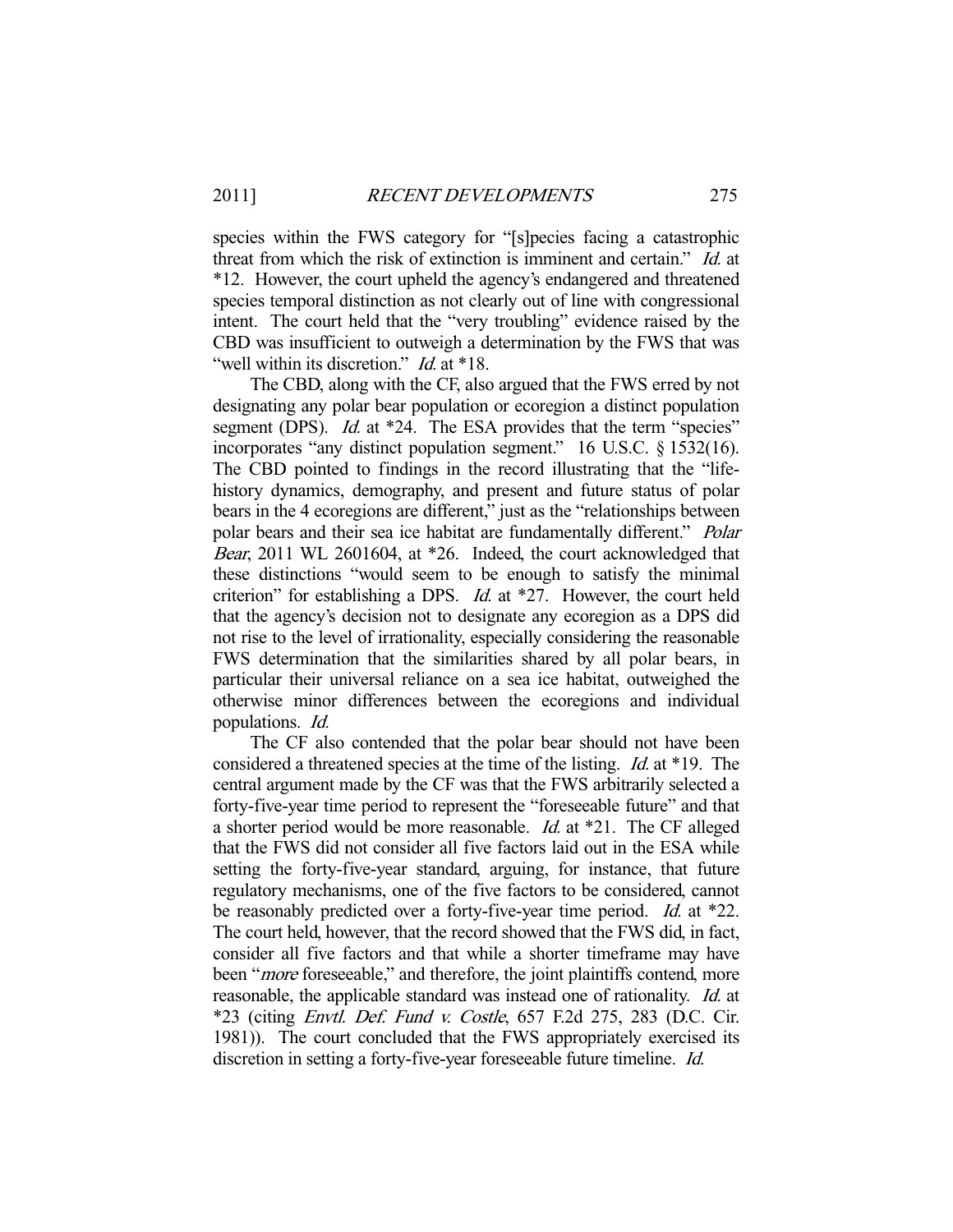species within the FWS category for "[s]pecies facing a catastrophic threat from which the risk of extinction is imminent and certain." *Id.* at *12. However, the court upheld the agency's endangered and threatened species temporal distinction as not clearly out of line with congressional intent. The court held that the "very troubling" evidence raised by the CBD was insufficient to outweigh a determination by the FWS that was "well within its discretion." *Id.* at *18.

The CBD, along with the CF, also argued that the FWS erred by not designating any polar bear population or ecoregion a distinct population segment (DPS). *Id.* at *24. The ESA provides that the term "species" incorporates "any distinct population segment." 16 U.S.C. § 1532(16). The CBD pointed to findings in the record illustrating that the "life-history dynamics, demography, and present and future status of polar bears in the 4 ecoregions are different," just as the "relationships between polar bears and their sea ice habitat are fundamentally different." *Polar Bear*, 2011 WL 2601604, at *26. Indeed, the court acknowledged that these distinctions "would seem to be enough to satisfy the minimal criterion" for establishing a DPS. *Id.* at *27. However, the court held that the agency's decision not to designate any ecoregion as a DPS did not rise to the level of irrationality, especially considering the reasonable FWS determination that the similarities shared by all polar bears, in particular their universal reliance on a sea ice habitat, outweighed the otherwise minor differences between the ecoregions and individual populations. *Id.*

The CF also contended that the polar bear should not have been considered a threatened species at the time of the listing. *Id.* at *19. The central argument made by the CF was that the FWS arbitrarily selected a forty-five-year time period to represent the "foreseeable future" and that a shorter period would be more reasonable. *Id.* at *21. The CF alleged that the FWS did not consider all five factors laid out in the ESA while setting the forty-five-year standard, arguing, for instance, that future regulatory mechanisms, one of the five factors to be considered, cannot be reasonably predicted over a forty-five-year time period. *Id.* at *22. The court held, however, that the record showed that the FWS did, in fact, consider all five factors and that while a shorter timeframe may have been "*more* foreseeable," and therefore, the joint plaintiffs contend, more reasonable, the applicable standard was instead one of rationality. *Id.* at *23 (citing *Envtl. Def. Fund v. Costle*, 657 F.2d 275, 283 (D.C. Cir. 1981)). The court concluded that the FWS appropriately exercised its discretion in setting a forty-five-year foreseeable future timeline. *Id.*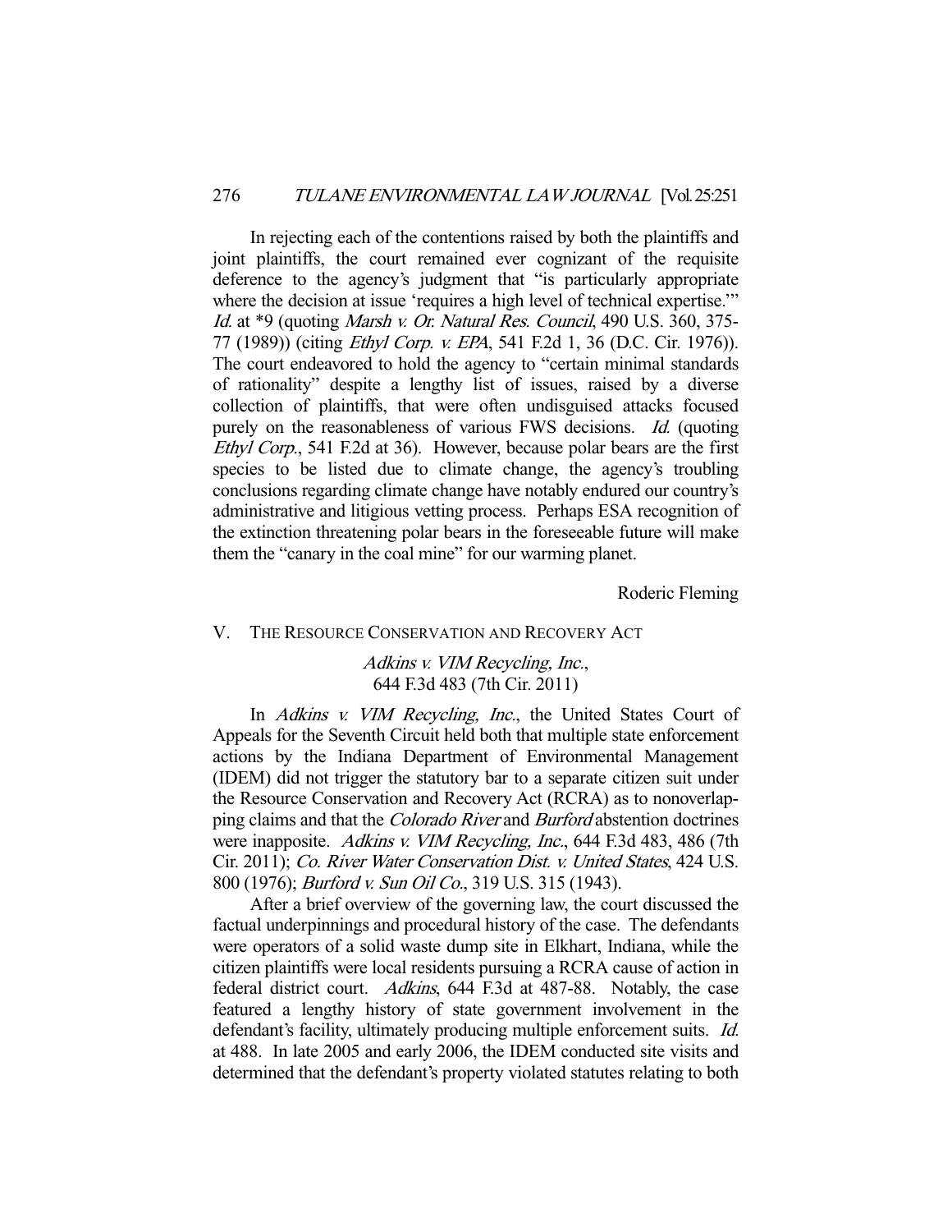In rejecting each of the contentions raised by both the plaintiffs and joint plaintiffs, the court remained ever cognizant of the requisite deference to the agency's judgment that "is particularly appropriate where the decision at issue 'requires a high level of technical expertise.'" *Id.* at *9 (quoting *Marsh v. Or. Natural Res. Council*, 490 U.S. 360, 375-77 (1989)) (citing *Ethyl Corp. v. EPA*, 541 F.2d 1, 36 (D.C. Cir. 1976)). The court endeavored to hold the agency to "certain minimal standards of rationality" despite a lengthy list of issues, raised by a diverse collection of plaintiffs, that were often undisguised attacks focused purely on the reasonableness of various FWS decisions. *Id.* (quoting *Ethyl Corp.*, 541 F.2d at 36). However, because polar bears are the first species to be listed due to climate change, the agency's troubling conclusions regarding climate change have notably endured our country's administrative and litigious vetting process. Perhaps ESA recognition of the extinction threatening polar bears in the foreseeable future will make them the "canary in the coal mine" for our warming planet.

Roderic Fleming

## V. The Resource Conservation and Recovery Act

### *Adkins v. VIM Recycling, Inc.*, 644 F.3d 483 (7th Cir. 2011)

In *Adkins v. VIM Recycling, Inc.*, the United States Court of Appeals for the Seventh Circuit held both that multiple state enforcement actions by the Indiana Department of Environmental Management (IDEM) did not trigger the statutory bar to a separate citizen suit under the Resource Conservation and Recovery Act (RCRA) as to nonoverlapping claims and that the *Colorado River* and *Burford* abstention doctrines were inapposite. *Adkins v. VIM Recycling, Inc.*, 644 F.3d 483, 486 (7th Cir. 2011); *Co. River Water Conservation Dist. v. United States*, 424 U.S. 800 (1976); *Burford v. Sun Oil Co.*, 319 U.S. 315 (1943).

After a brief overview of the governing law, the court discussed the factual underpinnings and procedural history of the case. The defendants were operators of a solid waste dump site in Elkhart, Indiana, while the citizen plaintiffs were local residents pursuing a RCRA cause of action in federal district court. *Adkins*, 644 F.3d at 487-88. Notably, the case featured a lengthy history of state government involvement in the defendant's facility, ultimately producing multiple enforcement suits. *Id.* at 488. In late 2005 and early 2006, the IDEM conducted site visits and determined that the defendant's property violated statutes relating to both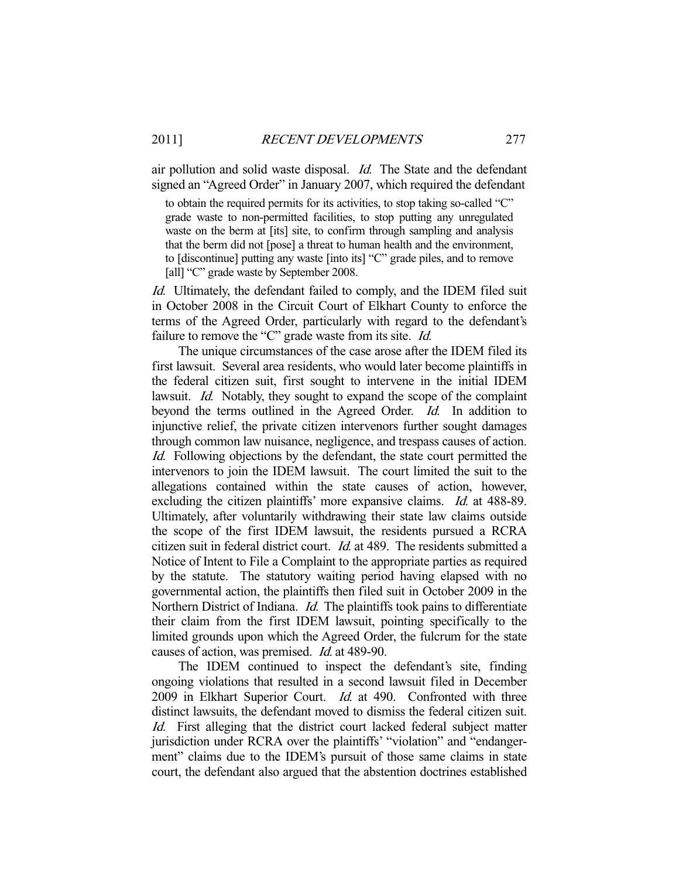air pollution and solid waste disposal. *Id.* The State and the defendant signed an "Agreed Order" in January 2007, which required the defendant

> to obtain the required permits for its activities, to stop taking so-called "C" grade waste to non-permitted facilities, to stop putting any unregulated waste on the berm at [its] site, to confirm through sampling and analysis that the berm did not [pose] a threat to human health and the environment, to [discontinue] putting any waste [into its] "C" grade piles, and to remove [all] "C" grade waste by September 2008.

*Id.* Ultimately, the defendant failed to comply, and the IDEM filed suit in October 2008 in the Circuit Court of Elkhart County to enforce the terms of the Agreed Order, particularly with regard to the defendant's failure to remove the "C" grade waste from its site. *Id.*

The unique circumstances of the case arose after the IDEM filed its first lawsuit. Several area residents, who would later become plaintiffs in the federal citizen suit, first sought to intervene in the initial IDEM lawsuit. *Id.* Notably, they sought to expand the scope of the complaint beyond the terms outlined in the Agreed Order. *Id.* In addition to injunctive relief, the private citizen intervenors further sought damages through common law nuisance, negligence, and trespass causes of action. *Id.* Following objections by the defendant, the state court permitted the intervenors to join the IDEM lawsuit. The court limited the suit to the allegations contained within the state causes of action, however, excluding the citizen plaintiffs' more expansive claims. *Id.* at 488-89. Ultimately, after voluntarily withdrawing their state law claims outside the scope of the first IDEM lawsuit, the residents pursued a RCRA citizen suit in federal district court. *Id.* at 489. The residents submitted a Notice of Intent to File a Complaint to the appropriate parties as required by the statute. The statutory waiting period having elapsed with no governmental action, the plaintiffs then filed suit in October 2009 in the Northern District of Indiana. *Id.* The plaintiffs took pains to differentiate their claim from the first IDEM lawsuit, pointing specifically to the limited grounds upon which the Agreed Order, the fulcrum for the state causes of action, was premised. *Id.* at 489-90.

The IDEM continued to inspect the defendant's site, finding ongoing violations that resulted in a second lawsuit filed in December 2009 in Elkhart Superior Court. *Id.* at 490. Confronted with three distinct lawsuits, the defendant moved to dismiss the federal citizen suit. *Id.* First alleging that the district court lacked federal subject matter jurisdiction under RCRA over the plaintiffs' "violation" and "endangerment" claims due to the IDEM's pursuit of those same claims in state court, the defendant also argued that the abstention doctrines established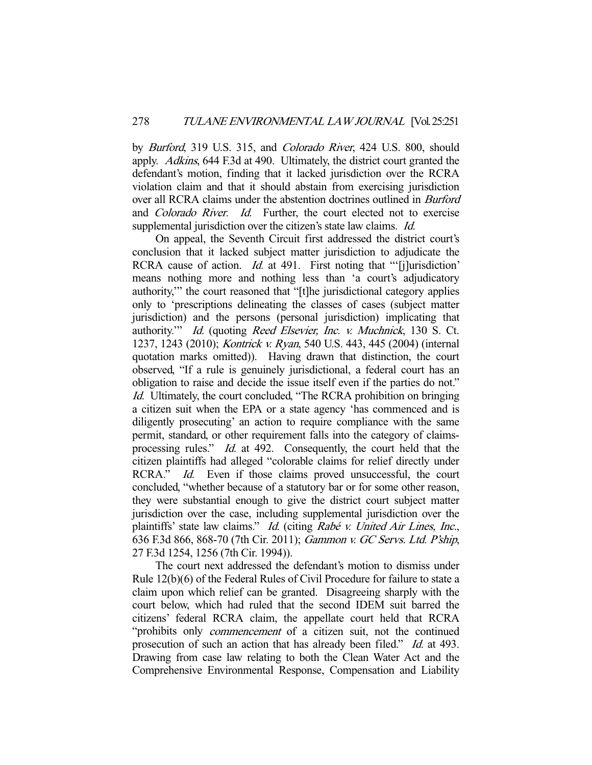by *Burford*, 319 U.S. 315, and *Colorado River*, 424 U.S. 800, should apply. *Adkins*, 644 F.3d at 490. Ultimately, the district court granted the defendant's motion, finding that it lacked jurisdiction over the RCRA violation claim and that it should abstain from exercising jurisdiction over all RCRA claims under the abstention doctrines outlined in *Burford* and *Colorado River*. *Id.* Further, the court elected not to exercise supplemental jurisdiction over the citizen's state law claims. *Id.*

On appeal, the Seventh Circuit first addressed the district court's conclusion that it lacked subject matter jurisdiction to adjudicate the RCRA cause of action. *Id.* at 491. First noting that "'[j]urisdiction' means nothing more and nothing less than 'a court's adjudicatory authority,'" the court reasoned that "[t]he jurisdictional category applies only to 'prescriptions delineating the classes of cases (subject matter jurisdiction) and the persons (personal jurisdiction) implicating that authority.'" *Id.* (quoting *Reed Elsevier, Inc. v. Muchnick*, 130 S. Ct. 1237, 1243 (2010); *Kontrick v. Ryan*, 540 U.S. 443, 445 (2004) (internal quotation marks omitted)). Having drawn that distinction, the court observed, "If a rule is genuinely jurisdictional, a federal court has an obligation to raise and decide the issue itself even if the parties do not." *Id.* Ultimately, the court concluded, "The RCRA prohibition on bringing a citizen suit when the EPA or a state agency 'has commenced and is diligently prosecuting' an action to require compliance with the same permit, standard, or other requirement falls into the category of claims-processing rules." *Id.* at 492. Consequently, the court held that the citizen plaintiffs had alleged "colorable claims for relief directly under RCRA." *Id.* Even if those claims proved unsuccessful, the court concluded, "whether because of a statutory bar or for some other reason, they were substantial enough to give the district court subject matter jurisdiction over the case, including supplemental jurisdiction over the plaintiffs' state law claims." *Id.* (citing *Rabé v. United Air Lines, Inc.*, 636 F.3d 866, 868-70 (7th Cir. 2011); *Gammon v. GC Servs. Ltd. P'ship*, 27 F.3d 1254, 1256 (7th Cir. 1994)).

The court next addressed the defendant's motion to dismiss under Rule 12(b)(6) of the Federal Rules of Civil Procedure for failure to state a claim upon which relief can be granted. Disagreeing sharply with the court below, which had ruled that the second IDEM suit barred the citizens' federal RCRA claim, the appellate court held that RCRA "prohibits only *commencement* of a citizen suit, not the continued prosecution of such an action that has already been filed." *Id.* at 493. Drawing from case law relating to both the Clean Water Act and the Comprehensive Environmental Response, Compensation and Liability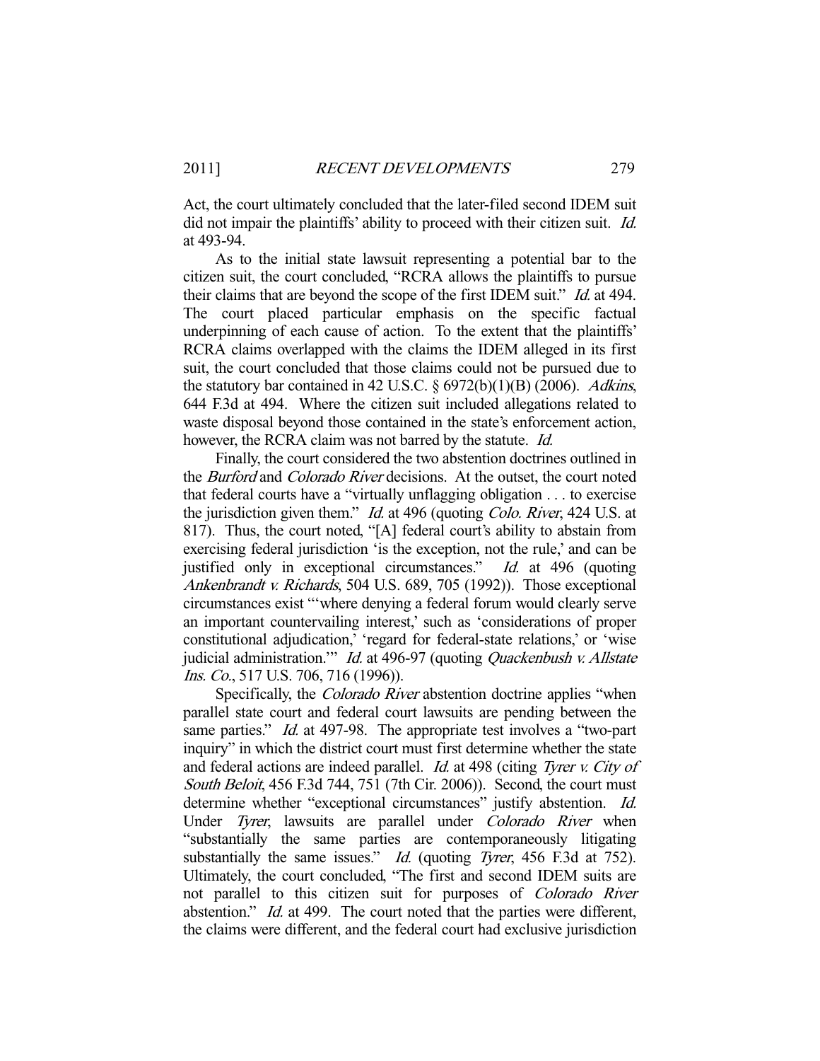Act, the court ultimately concluded that the later-filed second IDEM suit did not impair the plaintiffs' ability to proceed with their citizen suit. *Id.* at 493-94.

As to the initial state lawsuit representing a potential bar to the citizen suit, the court concluded, "RCRA allows the plaintiffs to pursue their claims that are beyond the scope of the first IDEM suit." *Id.* at 494. The court placed particular emphasis on the specific factual underpinning of each cause of action. To the extent that the plaintiffs' RCRA claims overlapped with the claims the IDEM alleged in its first suit, the court concluded that those claims could not be pursued due to the statutory bar contained in 42 U.S.C. § 6972(b)(1)(B) (2006). *Adkins*, 644 F.3d at 494. Where the citizen suit included allegations related to waste disposal beyond those contained in the state's enforcement action, however, the RCRA claim was not barred by the statute. *Id.*

Finally, the court considered the two abstention doctrines outlined in the *Burford* and *Colorado River* decisions. At the outset, the court noted that federal courts have a "virtually unflagging obligation . . . to exercise the jurisdiction given them." *Id.* at 496 (quoting *Colo. River*, 424 U.S. at 817). Thus, the court noted, "[A] federal court's ability to abstain from exercising federal jurisdiction 'is the exception, not the rule,' and can be justified only in exceptional circumstances." *Id.* at 496 (quoting *Ankenbrandt v. Richards*, 504 U.S. 689, 705 (1992)). Those exceptional circumstances exist "'where denying a federal forum would clearly serve an important countervailing interest,' such as 'considerations of proper constitutional adjudication,' 'regard for federal-state relations,' or 'wise judicial administration.'" *Id.* at 496-97 (quoting *Quackenbush v. Allstate Ins. Co.*, 517 U.S. 706, 716 (1996)).

Specifically, the *Colorado River* abstention doctrine applies "when parallel state court and federal court lawsuits are pending between the same parties." *Id.* at 497-98. The appropriate test involves a "two-part inquiry" in which the district court must first determine whether the state and federal actions are indeed parallel. *Id.* at 498 (citing *Tyrer v. City of South Beloit*, 456 F.3d 744, 751 (7th Cir. 2006)). Second, the court must determine whether "exceptional circumstances" justify abstention. *Id.* Under *Tyrer*, lawsuits are parallel under *Colorado River* when "substantially the same parties are contemporaneously litigating substantially the same issues." *Id.* (quoting *Tyrer*, 456 F.3d at 752). Ultimately, the court concluded, "The first and second IDEM suits are not parallel to this citizen suit for purposes of *Colorado River* abstention." *Id.* at 499. The court noted that the parties were different, the claims were different, and the federal court had exclusive jurisdiction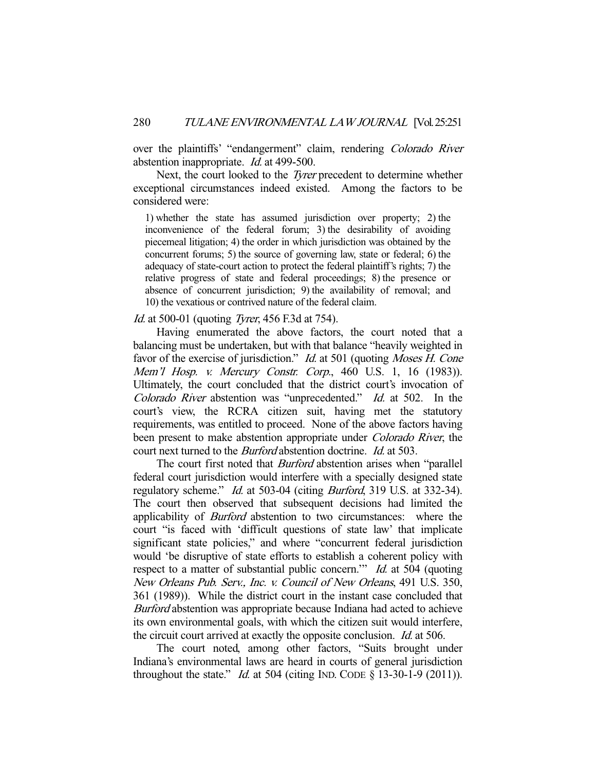over the plaintiffs' "endangerment" claim, rendering *Colorado River* abstention inappropriate. *Id.* at 499-500.

Next, the court looked to the *Tyrer* precedent to determine whether exceptional circumstances indeed existed. Among the factors to be considered were:

> 1) whether the state has assumed jurisdiction over property; 2) the inconvenience of the federal forum; 3) the desirability of avoiding piecemeal litigation; 4) the order in which jurisdiction was obtained by the concurrent forums; 5) the source of governing law, state or federal; 6) the adequacy of state-court action to protect the federal plaintiff's rights; 7) the relative progress of state and federal proceedings; 8) the presence or absence of concurrent jurisdiction; 9) the availability of removal; and 10) the vexatious or contrived nature of the federal claim.

*Id.* at 500-01 (quoting *Tyrer*, 456 F.3d at 754).

Having enumerated the above factors, the court noted that a balancing must be undertaken, but with that balance "heavily weighted in favor of the exercise of jurisdiction." *Id.* at 501 (quoting *Moses H. Cone Mem'l Hosp. v. Mercury Constr. Corp.*, 460 U.S. 1, 16 (1983)). Ultimately, the court concluded that the district court's invocation of *Colorado River* abstention was "unprecedented." *Id.* at 502. In the court's view, the RCRA citizen suit, having met the statutory requirements, was entitled to proceed. None of the above factors having been present to make abstention appropriate under *Colorado River*, the court next turned to the *Burford* abstention doctrine. *Id.* at 503.

The court first noted that *Burford* abstention arises when "parallel federal court jurisdiction would interfere with a specially designed state regulatory scheme." *Id.* at 503-04 (citing *Burford*, 319 U.S. at 332-34). The court then observed that subsequent decisions had limited the applicability of *Burford* abstention to two circumstances: where the court "is faced with 'difficult questions of state law' that implicate significant state policies," and where "concurrent federal jurisdiction would 'be disruptive of state efforts to establish a coherent policy with respect to a matter of substantial public concern.'" *Id.* at 504 (quoting *New Orleans Pub. Serv., Inc. v. Council of New Orleans*, 491 U.S. 350, 361 (1989)). While the district court in the instant case concluded that *Burford* abstention was appropriate because Indiana had acted to achieve its own environmental goals, with which the citizen suit would interfere, the circuit court arrived at exactly the opposite conclusion. *Id.* at 506.

The court noted, among other factors, "Suits brought under Indiana's environmental laws are heard in courts of general jurisdiction throughout the state." *Id.* at 504 (citing IND. CODE § 13-30-1-9 (2011)).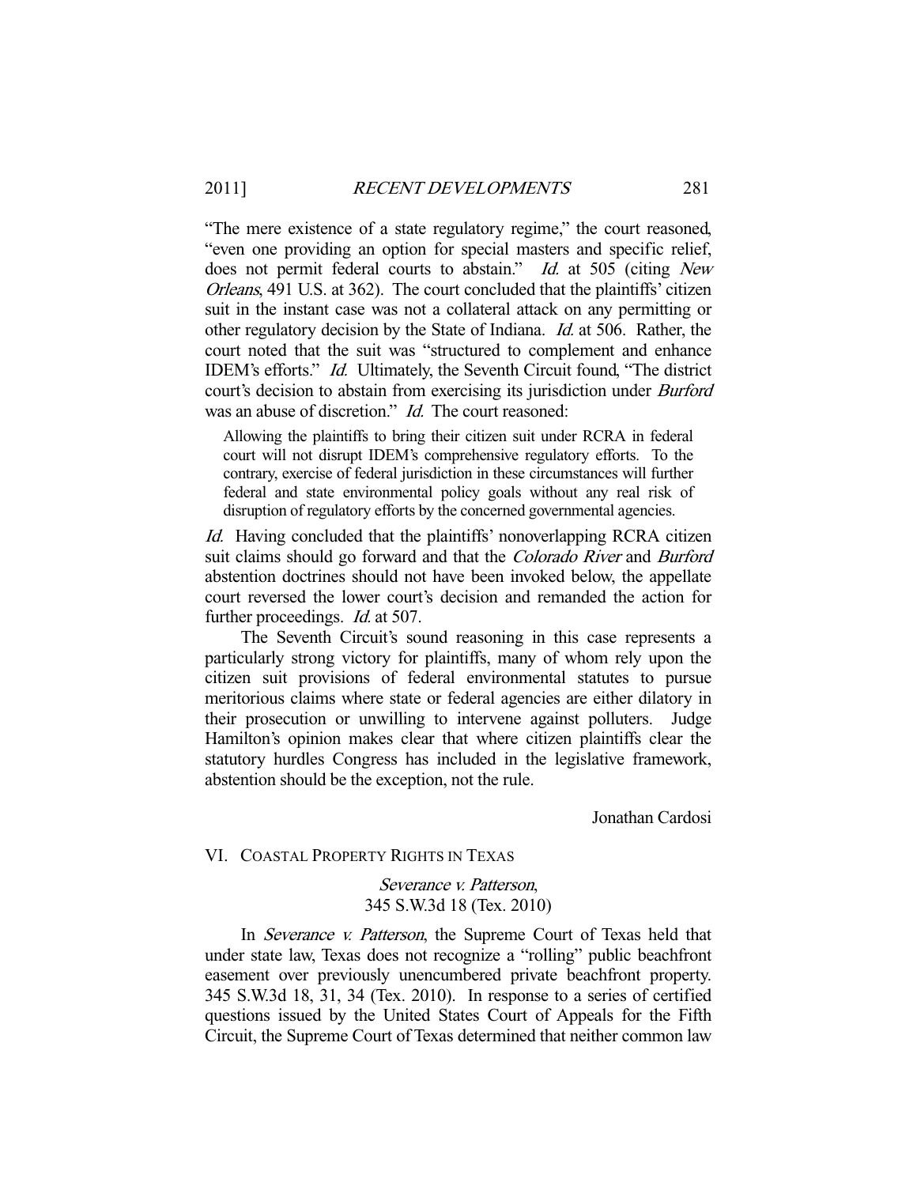"The mere existence of a state regulatory regime," the court reasoned, "even one providing an option for special masters and specific relief, does not permit federal courts to abstain." *Id.* at 505 (citing *New Orleans*, 491 U.S. at 362). The court concluded that the plaintiffs' citizen suit in the instant case was not a collateral attack on any permitting or other regulatory decision by the State of Indiana. *Id.* at 506. Rather, the court noted that the suit was "structured to complement and enhance IDEM's efforts." *Id.* Ultimately, the Seventh Circuit found, "The district court's decision to abstain from exercising its jurisdiction under *Burford* was an abuse of discretion." *Id.* The court reasoned:

> Allowing the plaintiffs to bring their citizen suit under RCRA in federal court will not disrupt IDEM's comprehensive regulatory efforts. To the contrary, exercise of federal jurisdiction in these circumstances will further federal and state environmental policy goals without any real risk of disruption of regulatory efforts by the concerned governmental agencies.

*Id.* Having concluded that the plaintiffs' nonoverlapping RCRA citizen suit claims should go forward and that the *Colorado River* and *Burford* abstention doctrines should not have been invoked below, the appellate court reversed the lower court's decision and remanded the action for further proceedings. *Id.* at 507.

The Seventh Circuit's sound reasoning in this case represents a particularly strong victory for plaintiffs, many of whom rely upon the citizen suit provisions of federal environmental statutes to pursue meritorious claims where state or federal agencies are either dilatory in their prosecution or unwilling to intervene against polluters. Judge Hamilton's opinion makes clear that where citizen plaintiffs clear the statutory hurdles Congress has included in the legislative framework, abstention should be the exception, not the rule.

Jonathan Cardosi

## VI. COASTAL PROPERTY RIGHTS IN TEXAS

*Severance v. Patterson*,
345 S.W.3d 18 (Tex. 2010)

In *Severance v. Patterson*, the Supreme Court of Texas held that under state law, Texas does not recognize a "rolling" public beachfront easement over previously unencumbered private beachfront property. 345 S.W.3d 18, 31, 34 (Tex. 2010). In response to a series of certified questions issued by the United States Court of Appeals for the Fifth Circuit, the Supreme Court of Texas determined that neither common law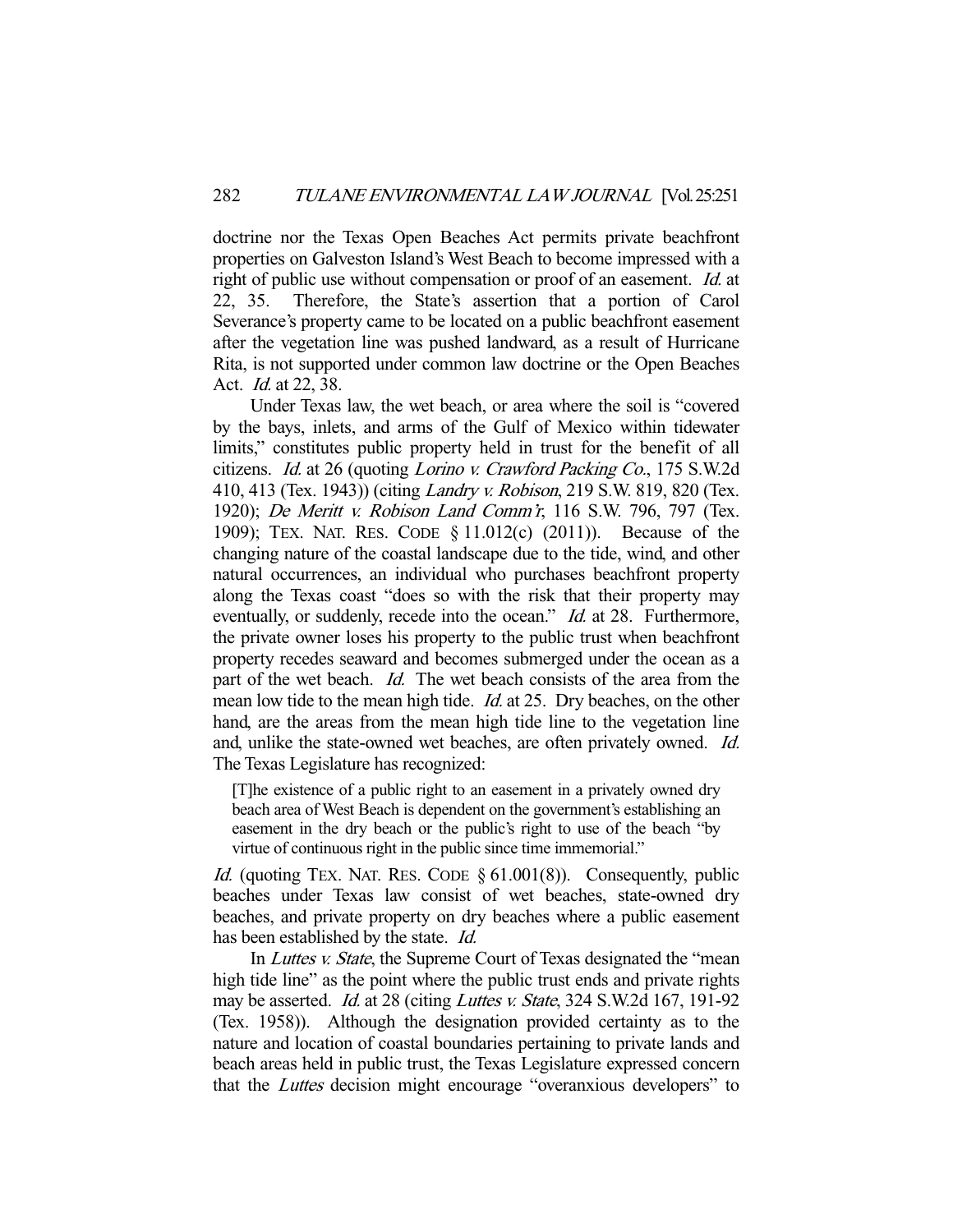doctrine nor the Texas Open Beaches Act permits private beachfront properties on Galveston Island's West Beach to become impressed with a right of public use without compensation or proof of an easement. *Id.* at 22, 35. Therefore, the State's assertion that a portion of Carol Severance's property came to be located on a public beachfront easement after the vegetation line was pushed landward, as a result of Hurricane Rita, is not supported under common law doctrine or the Open Beaches Act. *Id.* at 22, 38.

Under Texas law, the wet beach, or area where the soil is "covered by the bays, inlets, and arms of the Gulf of Mexico within tidewater limits," constitutes public property held in trust for the benefit of all citizens. *Id.* at 26 (quoting *Lorino v. Crawford Packing Co.*, 175 S.W.2d 410, 413 (Tex. 1943)) (citing *Landry v. Robison*, 219 S.W. 819, 820 (Tex. 1920); *De Meritt v. Robison Land Comm'r*, 116 S.W. 796, 797 (Tex. 1909); TEX. NAT. RES. CODE § 11.012(c) (2011)). Because of the changing nature of the coastal landscape due to the tide, wind, and other natural occurrences, an individual who purchases beachfront property along the Texas coast "does so with the risk that their property may eventually, or suddenly, recede into the ocean." *Id.* at 28. Furthermore, the private owner loses his property to the public trust when beachfront property recedes seaward and becomes submerged under the ocean as a part of the wet beach. *Id.* The wet beach consists of the area from the mean low tide to the mean high tide. *Id.* at 25. Dry beaches, on the other hand, are the areas from the mean high tide line to the vegetation line and, unlike the state-owned wet beaches, are often privately owned. *Id.* The Texas Legislature has recognized:

> [T]he existence of a public right to an easement in a privately owned dry beach area of West Beach is dependent on the government's establishing an easement in the dry beach or the public's right to use of the beach "by virtue of continuous right in the public since time immemorial."

*Id.* (quoting TEX. NAT. RES. CODE § 61.001(8)). Consequently, public beaches under Texas law consist of wet beaches, state-owned dry beaches, and private property on dry beaches where a public easement has been established by the state. *Id.*

In *Luttes v. State*, the Supreme Court of Texas designated the "mean high tide line" as the point where the public trust ends and private rights may be asserted. *Id.* at 28 (citing *Luttes v. State*, 324 S.W.2d 167, 191-92 (Tex. 1958)). Although the designation provided certainty as to the nature and location of coastal boundaries pertaining to private lands and beach areas held in public trust, the Texas Legislature expressed concern that the *Luttes* decision might encourage "overanxious developers" to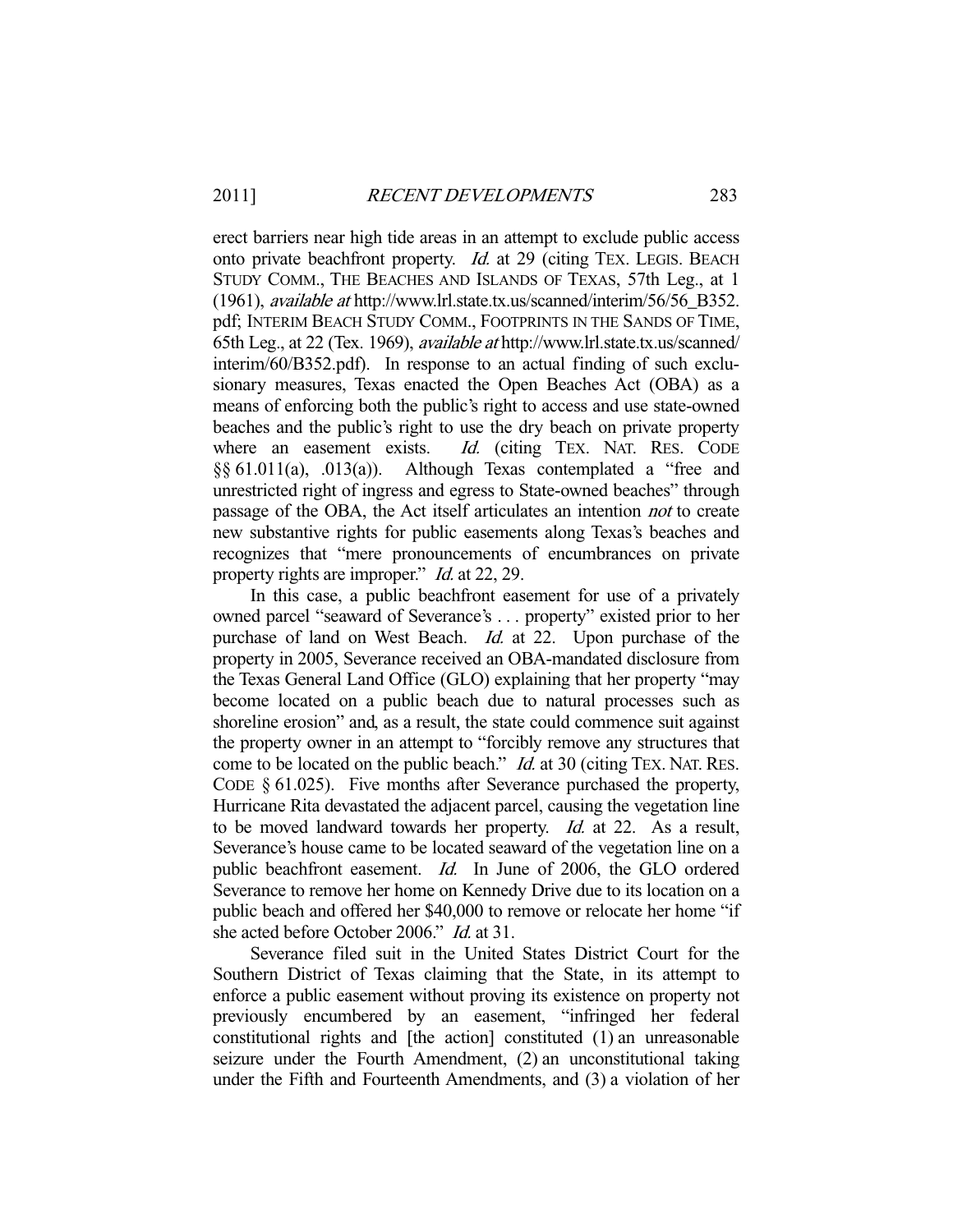erect barriers near high tide areas in an attempt to exclude public access onto private beachfront property. *Id.* at 29 (citing TEX. LEGIS. BEACH STUDY COMM., THE BEACHES AND ISLANDS OF TEXAS, 57th Leg., at 1 (1961), *available at* http://www.lrl.state.tx.us/scanned/interim/56/56_B352.pdf; INTERIM BEACH STUDY COMM., FOOTPRINTS IN THE SANDS OF TIME, 65th Leg., at 22 (Tex. 1969), *available at* http://www.lrl.state.tx.us/scanned/interim/60/B352.pdf). In response to an actual finding of such exclusionary measures, Texas enacted the Open Beaches Act (OBA) as a means of enforcing both the public's right to access and use state-owned beaches and the public's right to use the dry beach on private property where an easement exists. *Id.* (citing TEX. NAT. RES. CODE §§ 61.011(a), .013(a)). Although Texas contemplated a "free and unrestricted right of ingress and egress to State-owned beaches" through passage of the OBA, the Act itself articulates an intention *not* to create new substantive rights for public easements along Texas's beaches and recognizes that "mere pronouncements of encumbrances on private property rights are improper." *Id.* at 22, 29.

In this case, a public beachfront easement for use of a privately owned parcel "seaward of Severance's . . . property" existed prior to her purchase of land on West Beach. *Id.* at 22. Upon purchase of the property in 2005, Severance received an OBA-mandated disclosure from the Texas General Land Office (GLO) explaining that her property "may become located on a public beach due to natural processes such as shoreline erosion" and, as a result, the state could commence suit against the property owner in an attempt to "forcibly remove any structures that come to be located on the public beach." *Id.* at 30 (citing TEX. NAT. RES. CODE § 61.025). Five months after Severance purchased the property, Hurricane Rita devastated the adjacent parcel, causing the vegetation line to be moved landward towards her property. *Id.* at 22. As a result, Severance's house came to be located seaward of the vegetation line on a public beachfront easement. *Id.* In June of 2006, the GLO ordered Severance to remove her home on Kennedy Drive due to its location on a public beach and offered her $40,000 to remove or relocate her home "if she acted before October 2006." *Id.* at 31.

Severance filed suit in the United States District Court for the Southern District of Texas claiming that the State, in its attempt to enforce a public easement without proving its existence on property not previously encumbered by an easement, "infringed her federal constitutional rights and [the action] constituted (1) an unreasonable seizure under the Fourth Amendment, (2) an unconstitutional taking under the Fifth and Fourteenth Amendments, and (3) a violation of her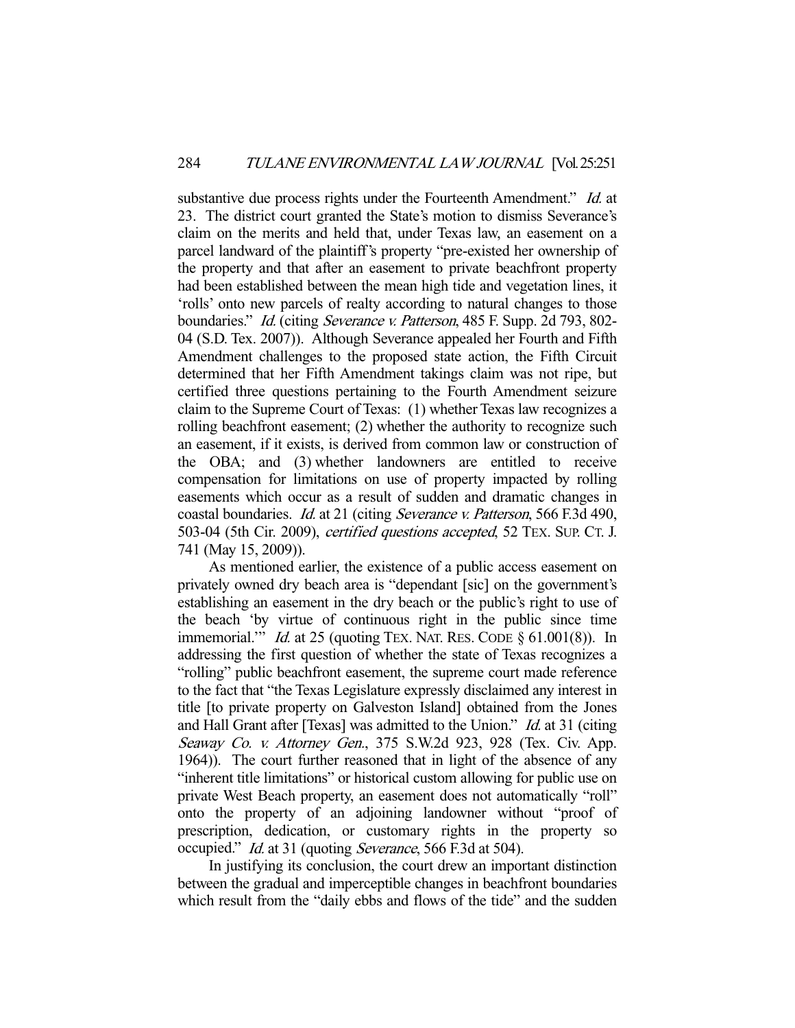substantive due process rights under the Fourteenth Amendment." *Id.* at 23. The district court granted the State's motion to dismiss Severance's claim on the merits and held that, under Texas law, an easement on a parcel landward of the plaintiff's property "pre-existed her ownership of the property and that after an easement to private beachfront property had been established between the mean high tide and vegetation lines, it 'rolls' onto new parcels of realty according to natural changes to those boundaries." *Id.* (citing *Severance v. Patterson*, 485 F. Supp. 2d 793, 802-04 (S.D. Tex. 2007)). Although Severance appealed her Fourth and Fifth Amendment challenges to the proposed state action, the Fifth Circuit determined that her Fifth Amendment takings claim was not ripe, but certified three questions pertaining to the Fourth Amendment seizure claim to the Supreme Court of Texas: (1) whether Texas law recognizes a rolling beachfront easement; (2) whether the authority to recognize such an easement, if it exists, is derived from common law or construction of the OBA; and (3) whether landowners are entitled to receive compensation for limitations on use of property impacted by rolling easements which occur as a result of sudden and dramatic changes in coastal boundaries. *Id.* at 21 (citing *Severance v. Patterson*, 566 F.3d 490, 503-04 (5th Cir. 2009), *certified questions accepted*, 52 TEX. SUP. CT. J. 741 (May 15, 2009)).

As mentioned earlier, the existence of a public access easement on privately owned dry beach area is "dependant [sic] on the government's establishing an easement in the dry beach or the public's right to use of the beach 'by virtue of continuous right in the public since time immemorial.'" *Id.* at 25 (quoting TEX. NAT. RES. CODE § 61.001(8)). In addressing the first question of whether the state of Texas recognizes a "rolling" public beachfront easement, the supreme court made reference to the fact that "the Texas Legislature expressly disclaimed any interest in title [to private property on Galveston Island] obtained from the Jones and Hall Grant after [Texas] was admitted to the Union." *Id.* at 31 (citing *Seaway Co. v. Attorney Gen.*, 375 S.W.2d 923, 928 (Tex. Civ. App. 1964)). The court further reasoned that in light of the absence of any "inherent title limitations" or historical custom allowing for public use on private West Beach property, an easement does not automatically "roll" onto the property of an adjoining landowner without "proof of prescription, dedication, or customary rights in the property so occupied." *Id.* at 31 (quoting *Severance*, 566 F.3d at 504).

In justifying its conclusion, the court drew an important distinction between the gradual and imperceptible changes in beachfront boundaries which result from the "daily ebbs and flows of the tide" and the sudden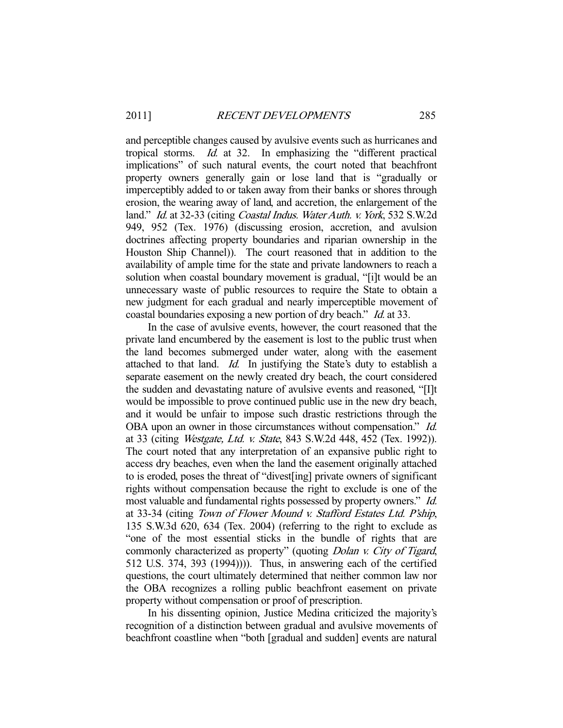and perceptible changes caused by avulsive events such as hurricanes and tropical storms. *Id.* at 32. In emphasizing the "different practical implications" of such natural events, the court noted that beachfront property owners generally gain or lose land that is "gradually or imperceptibly added to or taken away from their banks or shores through erosion, the wearing away of land, and accretion, the enlargement of the land." *Id.* at 32-33 (citing *Coastal Indus. Water Auth. v. York*, 532 S.W.2d 949, 952 (Tex. 1976) (discussing erosion, accretion, and avulsion doctrines affecting property boundaries and riparian ownership in the Houston Ship Channel)). The court reasoned that in addition to the availability of ample time for the state and private landowners to reach a solution when coastal boundary movement is gradual, "[i]t would be an unnecessary waste of public resources to require the State to obtain a new judgment for each gradual and nearly imperceptible movement of coastal boundaries exposing a new portion of dry beach." *Id.* at 33.

In the case of avulsive events, however, the court reasoned that the private land encumbered by the easement is lost to the public trust when the land becomes submerged under water, along with the easement attached to that land. *Id.* In justifying the State's duty to establish a separate easement on the newly created dry beach, the court considered the sudden and devastating nature of avulsive events and reasoned, "[I]t would be impossible to prove continued public use in the new dry beach, and it would be unfair to impose such drastic restrictions through the OBA upon an owner in those circumstances without compensation." *Id.* at 33 (citing *Westgate, Ltd. v. State*, 843 S.W.2d 448, 452 (Tex. 1992)). The court noted that any interpretation of an expansive public right to access dry beaches, even when the land the easement originally attached to is eroded, poses the threat of "divest[ing] private owners of significant rights without compensation because the right to exclude is one of the most valuable and fundamental rights possessed by property owners." *Id.* at 33-34 (citing *Town of Flower Mound v. Stafford Estates Ltd. P'ship*, 135 S.W.3d 620, 634 (Tex. 2004) (referring to the right to exclude as "one of the most essential sticks in the bundle of rights that are commonly characterized as property" (quoting *Dolan v. City of Tigard*, 512 U.S. 374, 393 (1994)))). Thus, in answering each of the certified questions, the court ultimately determined that neither common law nor the OBA recognizes a rolling public beachfront easement on private property without compensation or proof of prescription.

In his dissenting opinion, Justice Medina criticized the majority's recognition of a distinction between gradual and avulsive movements of beachfront coastline when "both [gradual and sudden] events are natural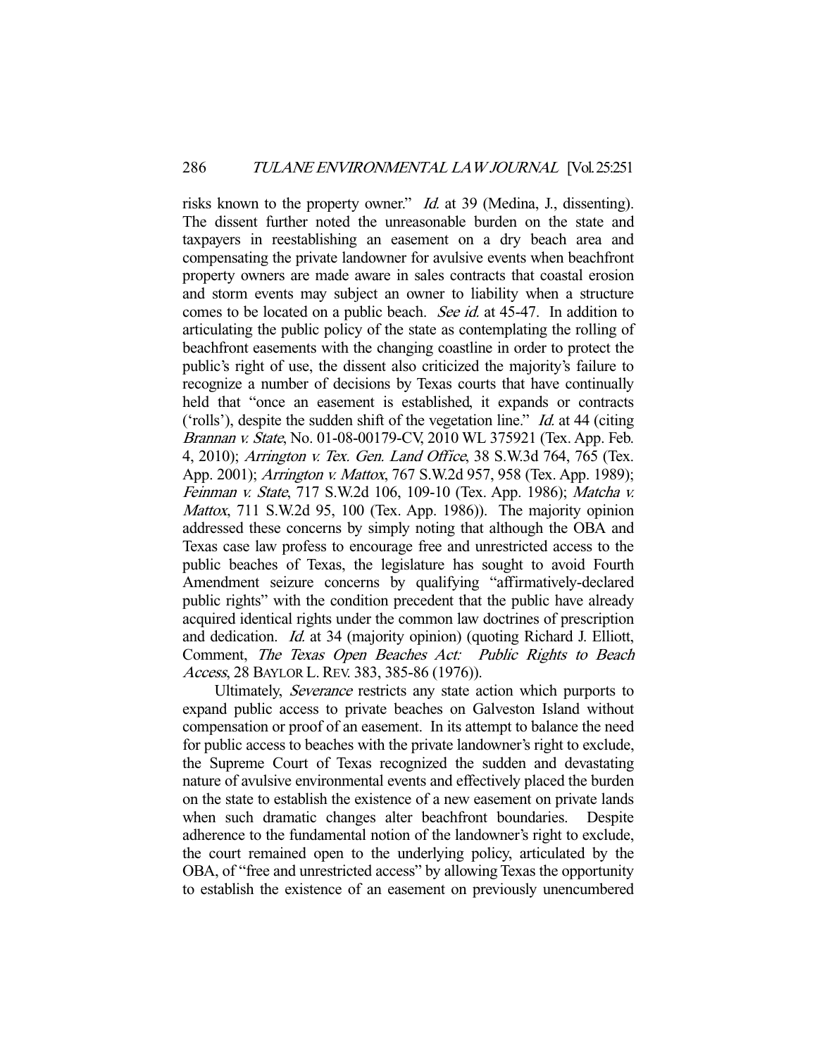risks known to the property owner." *Id.* at 39 (Medina, J., dissenting). The dissent further noted the unreasonable burden on the state and taxpayers in reestablishing an easement on a dry beach area and compensating the private landowner for avulsive events when beachfront property owners are made aware in sales contracts that coastal erosion and storm events may subject an owner to liability when a structure comes to be located on a public beach. *See id.* at 45-47. In addition to articulating the public policy of the state as contemplating the rolling of beachfront easements with the changing coastline in order to protect the public's right of use, the dissent also criticized the majority's failure to recognize a number of decisions by Texas courts that have continually held that "once an easement is established, it expands or contracts ('rolls'), despite the sudden shift of the vegetation line." *Id.* at 44 (citing *Brannan v. State*, No. 01-08-00179-CV, 2010 WL 375921 (Tex. App. Feb. 4, 2010); *Arrington v. Tex. Gen. Land Office*, 38 S.W.3d 764, 765 (Tex. App. 2001); *Arrington v. Mattox*, 767 S.W.2d 957, 958 (Tex. App. 1989); *Feinman v. State*, 717 S.W.2d 106, 109-10 (Tex. App. 1986); *Matcha v. Mattox*, 711 S.W.2d 95, 100 (Tex. App. 1986)). The majority opinion addressed these concerns by simply noting that although the OBA and Texas case law profess to encourage free and unrestricted access to the public beaches of Texas, the legislature has sought to avoid Fourth Amendment seizure concerns by qualifying "affirmatively-declared public rights" with the condition precedent that the public have already acquired identical rights under the common law doctrines of prescription and dedication. *Id.* at 34 (majority opinion) (quoting Richard J. Elliott, Comment, *The Texas Open Beaches Act: Public Rights to Beach Access*, 28 BAYLOR L. REV. 383, 385-86 (1976)).

Ultimately, *Severance* restricts any state action which purports to expand public access to private beaches on Galveston Island without compensation or proof of an easement. In its attempt to balance the need for public access to beaches with the private landowner's right to exclude, the Supreme Court of Texas recognized the sudden and devastating nature of avulsive environmental events and effectively placed the burden on the state to establish the existence of a new easement on private lands when such dramatic changes alter beachfront boundaries. Despite adherence to the fundamental notion of the landowner's right to exclude, the court remained open to the underlying policy, articulated by the OBA, of "free and unrestricted access" by allowing Texas the opportunity to establish the existence of an easement on previously unencumbered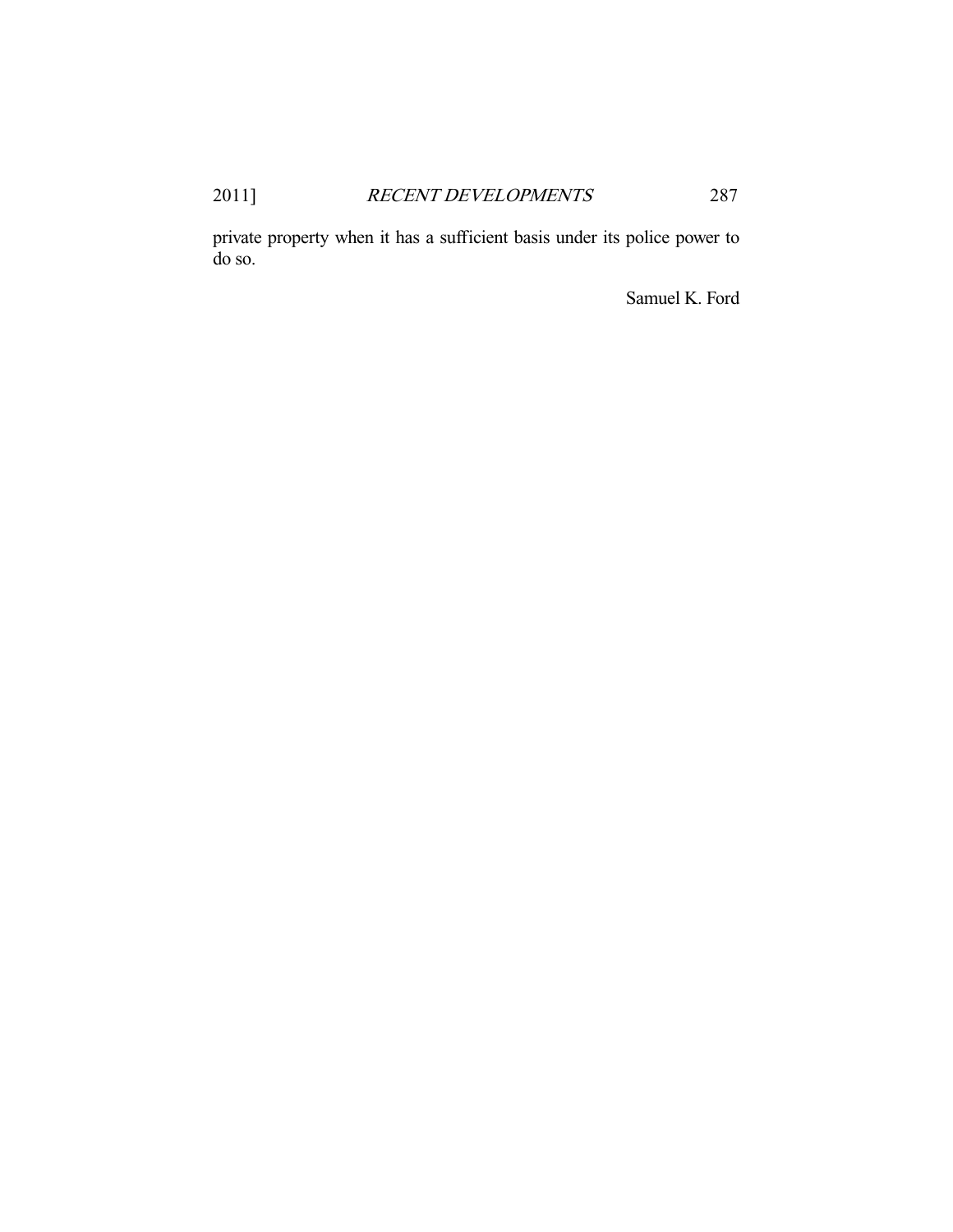private property when it has a sufficient basis under its police power to do so.

Samuel K. Ford